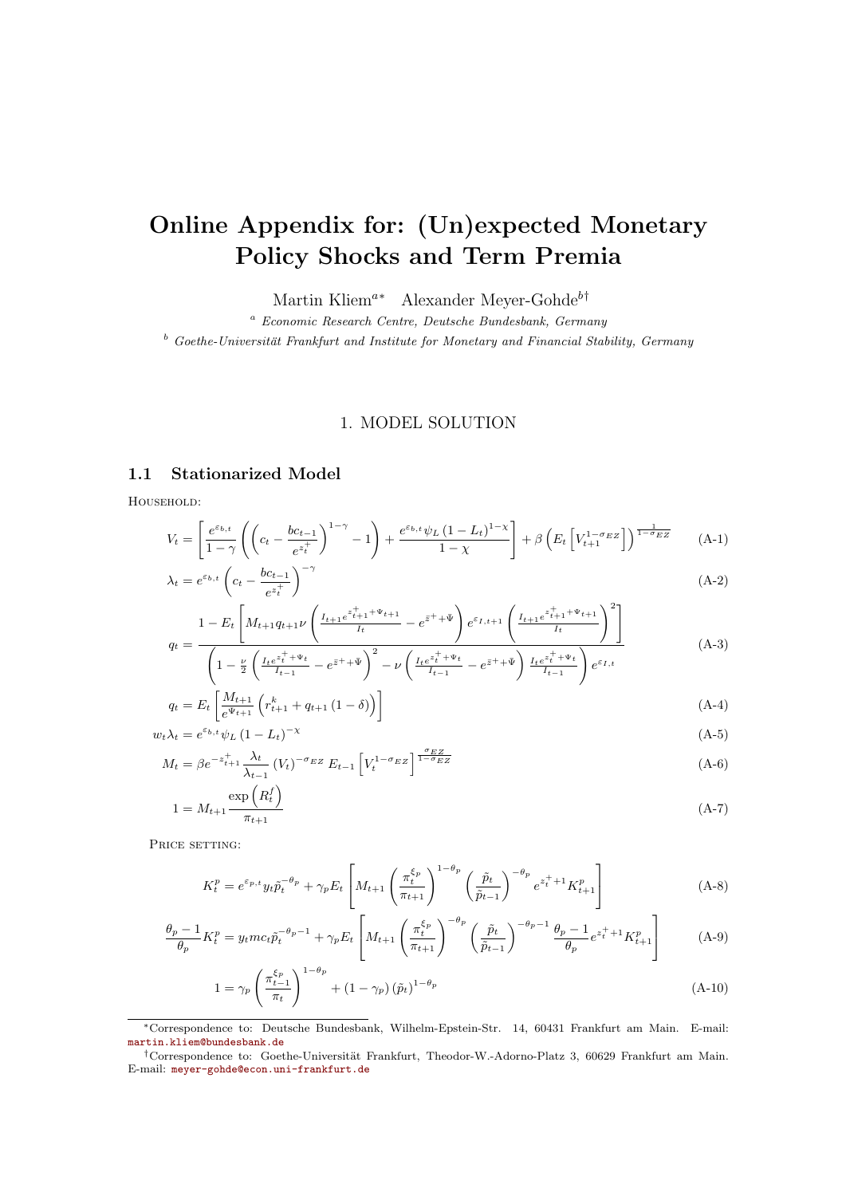# Online Appendix for: (Un)expected Monetary Policy Shocks and Term Premia

Martin Kliem[a*] Alexander Meyer-Gohde[b†]

[a] *Economic Research Centre, Deutsche Bundesbank, Germany*

[b] *Goethe-Universität Frankfurt and Institute for Monetary and Financial Stability, Germany*

## 1. MODEL SOLUTION

### 1.1 Stationarized Model

HOUSEHOLD:

$$V_t = \left[ \frac{e^{\varepsilon_{b,t}}}{1-\gamma} \left( \left( c_t - \frac{b c_{t-1}}{e^{z_t^+}} \right)^{1-\gamma} - 1 \right) + \frac{e^{\varepsilon_{b,t}} \psi_L (1-L_t)^{1-\chi}}{1-\chi} \right] + \beta \left( E_t \left[ V_{t+1}^{1-\sigma_{EZ}} \right] \right)^{\frac{1}{1-\sigma_{EZ}}} \tag{A-1}$$

$$\lambda_t = e^{\varepsilon_{b,t}} \left( c_t - \frac{b c_{t-1}}{e^{z_t^+}} \right)^{-\gamma} \tag{A-2}$$

$$q_t = \frac{1 - E_t \left[ M_{t+1} q_{t+1} \nu \left( \frac{I_{t+1} e^{z_{t+1}^+ + \Psi_{t+1}}}{I_t} - e^{\bar{z}^+ + \bar{\Psi}} \right) e^{\varepsilon_{I,t+1}} \left( \frac{I_{t+1} e^{z_{t+1}^+ + \Psi_{t+1}}}{I_t} \right)^2 \right]}{\left( 1 - \frac{\nu}{2} \left( \frac{I_t e^{z_t^+ + \Psi_t}}{I_{t-1}} - e^{\bar{z}^+ + \bar{\Psi}} \right)^2 - \nu \left( \frac{I_t e^{z_t^+ + \Psi_t}}{I_{t-1}} - e^{\bar{z}^+ + \bar{\Psi}} \right) \frac{I_t e^{z_t^+ + \Psi_t}}{I_{t-1}} \right) e^{\varepsilon_{I,t}}} \tag{A-3}$$

$$q_t = E_t \left[ \frac{M_{t+1}}{e^{\Psi_{t+1}}} \left( r_{t+1}^k + q_{t+1} (1-\delta) \right) \right] \tag{A-4}$$

$$w_t \lambda_t = e^{\varepsilon_{b,t}} \psi_L (1-L_t)^{-\chi} \tag{A-5}$$

$$M_t = \beta e^{-z_{t+1}^+} \frac{\lambda_t}{\lambda_{t-1}} (V_t)^{-\sigma_{EZ}} E_{t-1} \left[ V_t^{1-\sigma_{EZ}} \right]^{\frac{\sigma_{EZ}}{1-\sigma_{EZ}}} \tag{A-6}$$

$$1 = M_{t+1} \frac{\exp\left(R_t^f\right)}{\pi_{t+1}} \tag{A-7}$$

PRICE SETTING:

$$K_t^p = e^{\varepsilon_{p,t}} y_t \tilde{p}_t^{-\theta_p} + \gamma_p E_t \left[ M_{t+1} \left( \frac{\pi_t^{\xi_p}}{\pi_{t+1}} \right)^{1-\theta_p} \left( \frac{\tilde{p}_t}{\tilde{p}_{t-1}} \right)^{-\theta_p} e^{z_t^+ + 1} K_{t+1}^p \right] \tag{A-8}$$

$$\frac{\theta_p - 1}{\theta_p} K_t^p = y_t mc_t \tilde{p}_t^{-\theta_p - 1} + \gamma_p E_t \left[ M_{t+1} \left( \frac{\pi_t^{\xi_p}}{\pi_{t+1}} \right)^{-\theta_p} \left( \frac{\tilde{p}_t}{\tilde{p}_{t-1}} \right)^{-\theta_p - 1} \frac{\theta_p - 1}{\theta_p} e^{z_t^+ + 1} K_{t+1}^p \right] \tag{A-9}$$

$$1 = \gamma_p \left( \frac{\pi_{t-1}^{\xi_p}}{\pi_t} \right)^{1-\theta_p} + (1-\gamma_p) (\tilde{p}_t)^{1-\theta_p} \tag{A-10}$$

---

*Correspondence to: Deutsche Bundesbank, Wilhelm-Epstein-Str. 14, 60431 Frankfurt am Main. E-mail: martin.kliem@bundesbank.de

†Correspondence to: Goethe-Universität Frankfurt, Theodor-W.-Adorno-Platz 3, 60629 Frankfurt am Main. E-mail: meyer-gohde@econ.uni-frankfurt.de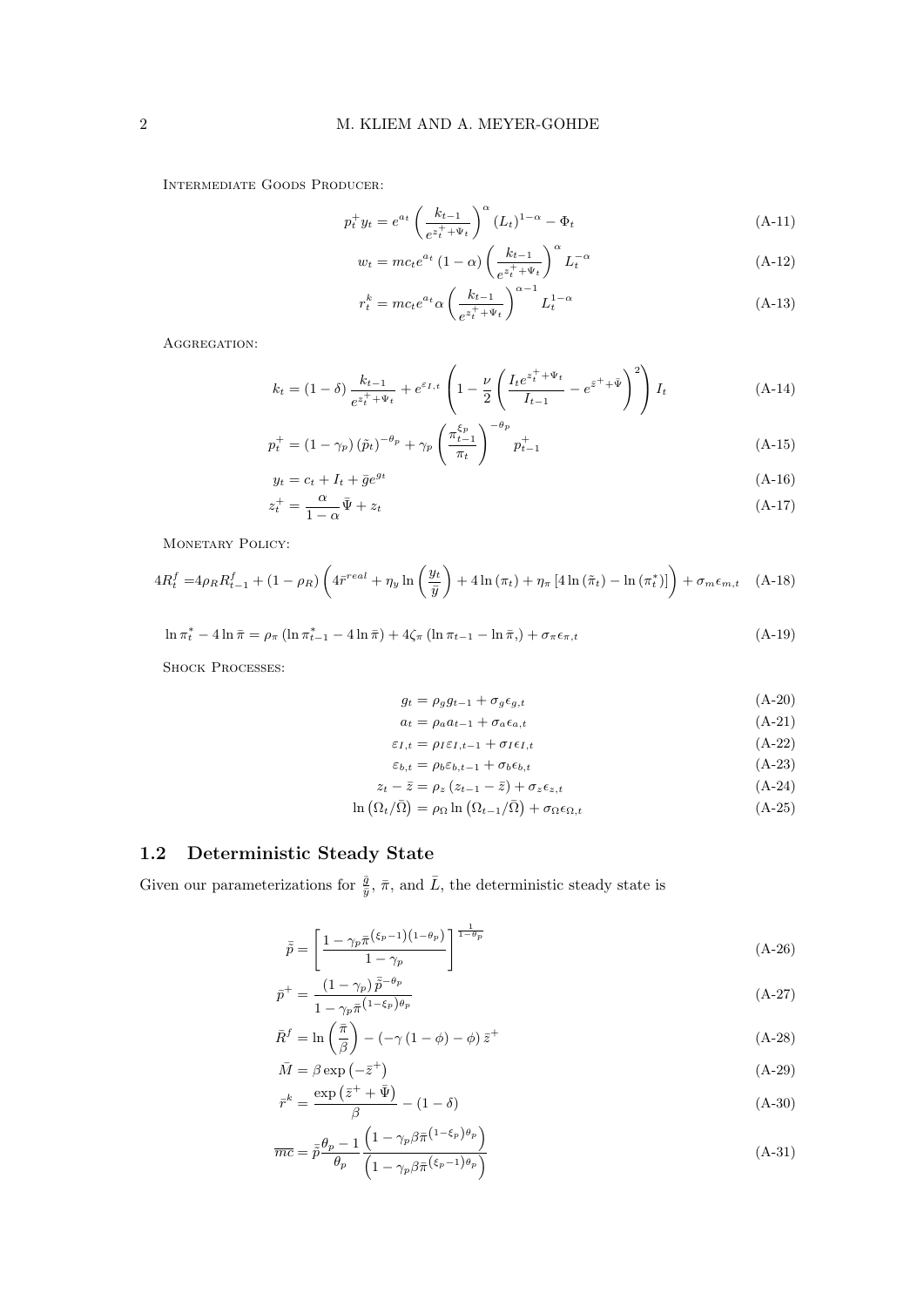Intermediate Goods Producer:

$$p_t^+ y_t = e^{a_t}\left(\frac{k_{t-1}}{e^{z_t^+ + \Psi_t}}\right)^{\alpha}(L_t)^{1-\alpha} - \Phi_t \tag{A-11}$$

$$w_t = mc_t e^{a_t}(1-\alpha)\left(\frac{k_{t-1}}{e^{z_t^+ + \Psi_t}}\right)^{\alpha} L_t^{-\alpha} \tag{A-12}$$

$$r_t^k = mc_t e^{a_t}\alpha\left(\frac{k_{t-1}}{e^{z_t^+ + \Psi_t}}\right)^{\alpha-1} L_t^{1-\alpha} \tag{A-13}$$

Aggregation:

$$k_t = (1-\delta)\frac{k_{t-1}}{e^{z_t^+ + \Psi_t}} + e^{\varepsilon_{I,t}}\left(1 - \frac{\nu}{2}\left(\frac{I_t e^{z_t^+ + \Psi_t}}{I_{t-1}} - e^{\bar{z}^+ + \bar{\Psi}}\right)^2\right) I_t \tag{A-14}$$

$$p_t^+ = (1-\gamma_p)(\tilde{p}_t)^{-\theta_p} + \gamma_p\left(\frac{\pi_{t-1}^{\xi_p}}{\pi_t}\right)^{-\theta_p} p_{t-1}^+ \tag{A-15}$$

$$y_t = c_t + I_t + \bar{g}e^{g_t} \tag{A-16}$$

$$z_t^+ = \frac{\alpha}{1-\alpha}\bar{\Psi} + z_t \tag{A-17}$$

Monetary Policy:

$$4R_t^f = 4\rho_R R_{t-1}^f + (1-\rho_R)\left(4\bar{r}^{real} + \eta_y \ln\left(\frac{y_t}{\bar{y}}\right) + 4\ln(\pi_t) + \eta_\pi\left[4\ln(\tilde{\pi}_t) - \ln(\pi_t^*)\right]\right) + \sigma_m\epsilon_{m,t} \tag{A-18}$$

$$\ln \pi_t^* - 4\ln\bar{\pi} = \rho_\pi\left(\ln\pi_{t-1}^* - 4\ln\bar{\pi}\right) + 4\zeta_\pi\left(\ln\pi_{t-1} - \ln\bar{\pi},\right) + \sigma_\pi\epsilon_{\pi,t} \tag{A-19}$$

Shock Processes:

$$g_t = \rho_g g_{t-1} + \sigma_g\epsilon_{g,t} \tag{A-20}$$

$$a_t = \rho_a a_{t-1} + \sigma_a\epsilon_{a,t} \tag{A-21}$$

$$\varepsilon_{I,t} = \rho_I\varepsilon_{I,t-1} + \sigma_I\epsilon_{I,t} \tag{A-22}$$

$$\varepsilon_{b,t} = \rho_b\varepsilon_{b,t-1} + \sigma_b\epsilon_{b,t} \tag{A-23}$$

$$z_t - \bar{z} = \rho_z(z_{t-1} - \bar{z}) + \sigma_z\epsilon_{z,t} \tag{A-24}$$

$$\ln\left(\Omega_t/\bar{\Omega}\right) = \rho_\Omega\ln\left(\Omega_{t-1}/\bar{\Omega}\right) + \sigma_\Omega\epsilon_{\Omega,t} \tag{A-25}$$

## 1.2 Deterministic Steady State

Given our parameterizations for $\frac{\bar{g}}{\bar{y}}$, $\bar{\pi}$, and $\bar{L}$, the deterministic steady state is

$$\bar{\tilde{p}} = \left[\frac{1 - \gamma_p\bar{\pi}^{(\xi_p-1)(1-\theta_p)}}{1-\gamma_p}\right]^{\frac{1}{1-\theta_p}} \tag{A-26}$$

$$\bar{p}^+ = \frac{(1-\gamma_p)\,\bar{\tilde{p}}^{-\theta_p}}{1 - \gamma_p\bar{\pi}^{(1-\xi_p)\theta_p}} \tag{A-27}$$

$$\bar{R}^f = \ln\left(\frac{\bar{\pi}}{\beta}\right) - \left(-\gamma(1-\phi) - \phi\right)\bar{z}^+ \tag{A-28}$$

$$\bar{M} = \beta\exp\left(-\bar{z}^+\right) \tag{A-29}$$

$$\bar{r}^k = \frac{\exp\left(\bar{z}^+ + \bar{\Psi}\right)}{\beta} - (1-\delta) \tag{A-30}$$

$$\overline{mc} = \bar{\tilde{p}}\frac{\theta_p - 1}{\theta_p}\frac{\left(1 - \gamma_p\beta\bar{\pi}^{(1-\xi_p)\theta_p}\right)}{\left(1 - \gamma_p\beta\bar{\pi}^{(\xi_p-1)\theta_p}\right)} \tag{A-31}$$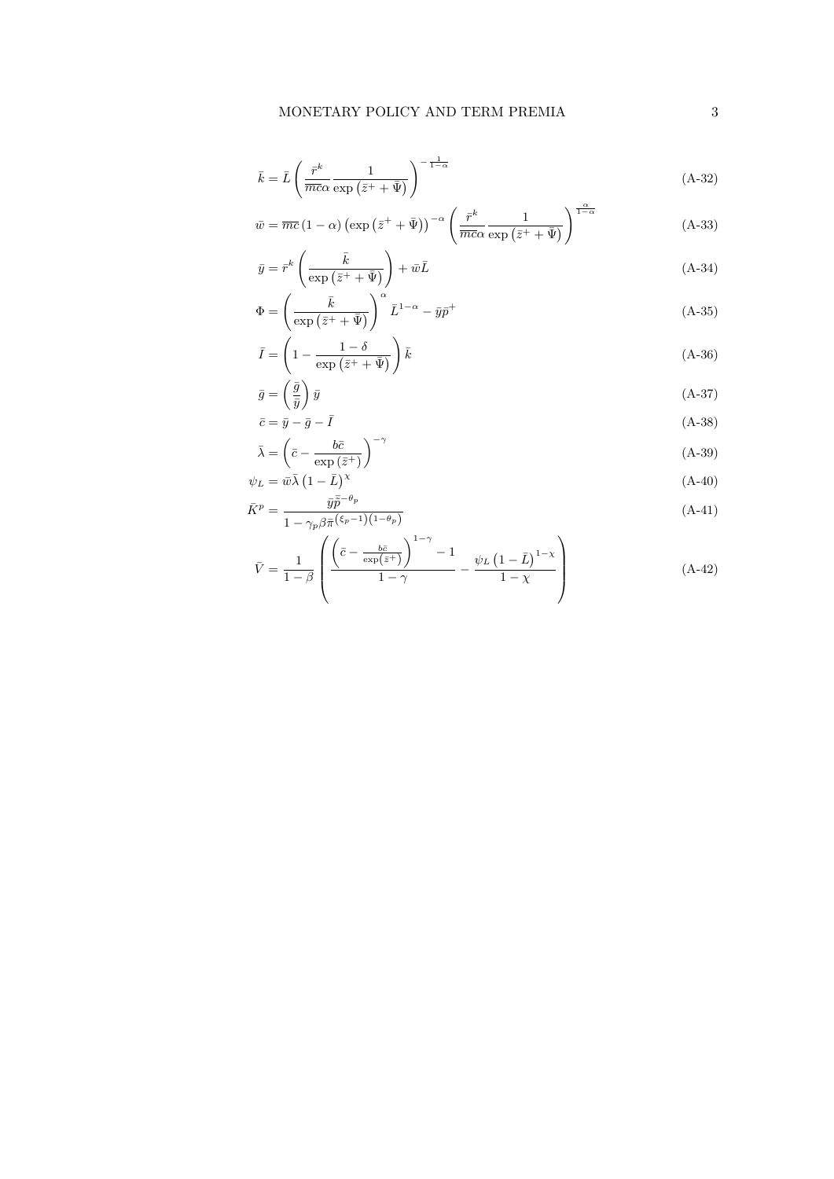$$\bar{k} = \bar{L} \left( \frac{\bar{r}^k}{\overline{mc}\alpha} \frac{1}{\exp\left(\bar{z}^+ + \bar{\Psi}\right)} \right)^{-\frac{1}{1-\alpha}} \tag{A-32}$$

$$\bar{w} = \overline{mc} \left(1-\alpha\right) \left(\exp\left(\bar{z}^+ + \bar{\Psi}\right)\right)^{-\alpha} \left( \frac{\bar{r}^k}{\overline{mc}\alpha} \frac{1}{\exp\left(\bar{z}^+ + \bar{\Psi}\right)} \right)^{\frac{\alpha}{1-\alpha}} \tag{A-33}$$

$$\bar{y} = \bar{r}^k \left( \frac{\bar{k}}{\exp\left(\bar{z}^+ + \bar{\Psi}\right)} \right) + \bar{w}\bar{L} \tag{A-34}$$

$$\Phi = \left( \frac{\bar{k}}{\exp\left(\bar{z}^+ + \bar{\Psi}\right)} \right)^{\alpha} \bar{L}^{1-\alpha} - \bar{y}\bar{p}^+ \tag{A-35}$$

$$\bar{I} = \left( 1 - \frac{1-\delta}{\exp\left(\bar{z}^+ + \bar{\Psi}\right)} \right) \bar{k} \tag{A-36}$$

$$\bar{g} = \left( \frac{\bar{g}}{\bar{y}} \right) \bar{y} \tag{A-37}$$

$$\bar{c} = \bar{y} - \bar{g} - \bar{I} \tag{A-38}$$

$$\bar{\lambda} = \left( \bar{c} - \frac{b\bar{c}}{\exp\left(\bar{z}^+\right)} \right)^{-\gamma} \tag{A-39}$$

$$\psi_L = \bar{w}\bar{\lambda}\left(1 - \bar{L}\right)^{\chi} \tag{A-40}$$

$$\bar{K}^p = \frac{\bar{y}\tilde{\bar{p}}^{-\theta_p}}{1 - \gamma_p \beta \bar{\pi}^{\left(\xi_p - 1\right)\left(1-\theta_p\right)}} \tag{A-41}$$

$$\bar{V} = \frac{1}{1-\beta} \left( \frac{\left( \bar{c} - \frac{b\bar{c}}{\exp\left(\bar{z}^+\right)} \right)^{1-\gamma} - 1}{1-\gamma} - \frac{\psi_L \left(1 - \bar{L}\right)^{1-\chi}}{1-\chi} \right) \tag{A-42}$$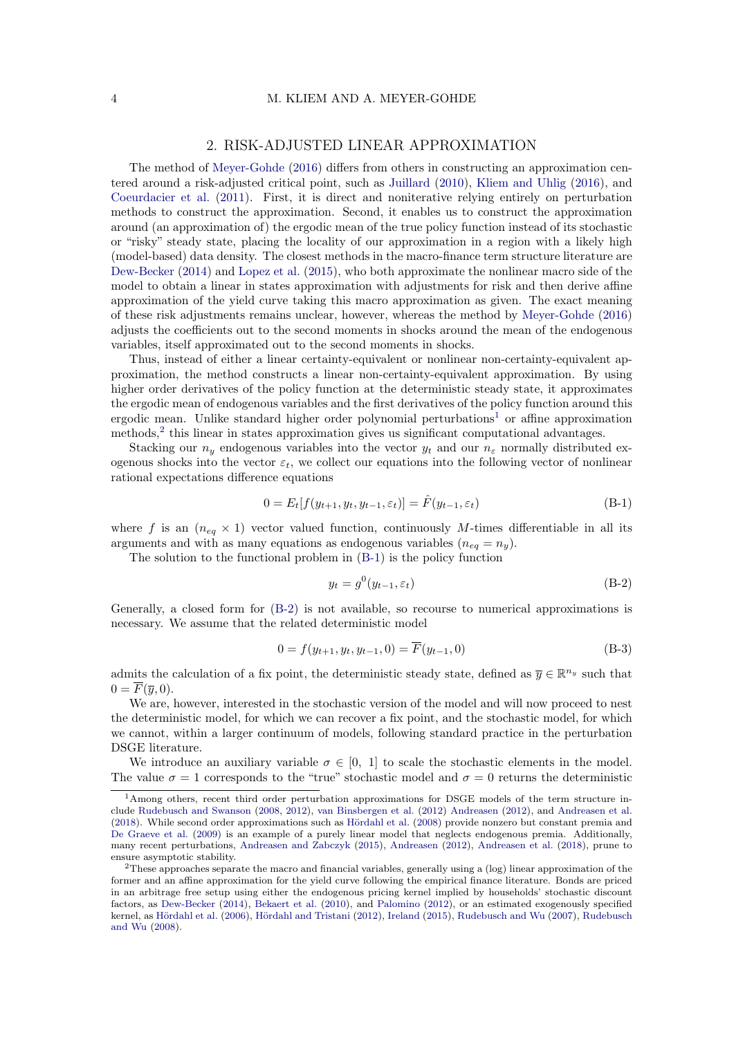## 2. RISK-ADJUSTED LINEAR APPROXIMATION

The method of Meyer-Gohde (2016) differs from others in constructing an approximation centered around a risk-adjusted critical point, such as Juillard (2010), Kliem and Uhlig (2016), and Coeurdacier et al. (2011). First, it is direct and noniterative relying entirely on perturbation methods to construct the approximation. Second, it enables us to construct the approximation around (an approximation of) the ergodic mean of the true policy function instead of its stochastic or "risky" steady state, placing the locality of our approximation in a region with a likely high (model-based) data density. The closest methods in the macro-finance term structure literature are Dew-Becker (2014) and Lopez et al. (2015), who both approximate the nonlinear macro side of the model to obtain a linear in states approximation with adjustments for risk and then derive affine approximation of the yield curve taking this macro approximation as given. The exact meaning of these risk adjustments remains unclear, however, whereas the method by Meyer-Gohde (2016) adjusts the coefficients out to the second moments in shocks around the mean of the endogenous variables, itself approximated out to the second moments in shocks.

Thus, instead of either a linear certainty-equivalent or nonlinear non-certainty-equivalent approximation, the method constructs a linear non-certainty-equivalent approximation. By using higher order derivatives of the policy function at the deterministic steady state, it approximates the ergodic mean of endogenous variables and the first derivatives of the policy function around this ergodic mean. Unlike standard higher order polynomial perturbations[1] or affine approximation methods,[2] this linear in states approximation gives us significant computational advantages.

Stacking our $n_y$ endogenous variables into the vector $y_t$ and our $n_\varepsilon$ normally distributed exogenous shocks into the vector $\varepsilon_t$, we collect our equations into the following vector of nonlinear rational expectations difference equations

$$0 = E_t[f(y_{t+1}, y_t, y_{t-1}, \varepsilon_t)] = \hat{F}(y_{t-1}, \varepsilon_t) \tag{B-1}$$

where $f$ is an $(n_{eq} \times 1)$ vector valued function, continuously $M$-times differentiable in all its arguments and with as many equations as endogenous variables $(n_{eq} = n_y)$.

The solution to the functional problem in (B-1) is the policy function

$$y_t = g^0(y_{t-1}, \varepsilon_t) \tag{B-2}$$

Generally, a closed form for (B-2) is not available, so recourse to numerical approximations is necessary. We assume that the related deterministic model

$$0 = f(y_{t+1}, y_t, y_{t-1}, 0) = \overline{F}(y_{t-1}, 0) \tag{B-3}$$

admits the calculation of a fix point, the deterministic steady state, defined as $\overline{y} \in \mathbb{R}^{n_y}$ such that $0 = \overline{F}(\overline{y}, 0)$.

We are, however, interested in the stochastic version of the model and will now proceed to nest the deterministic model, for which we can recover a fix point, and the stochastic model, for which we cannot, within a larger continuum of models, following standard practice in the perturbation DSGE literature.

We introduce an auxiliary variable $\sigma \in [0,\ 1]$ to scale the stochastic elements in the model. The value $\sigma = 1$ corresponds to the "true" stochastic model and $\sigma = 0$ returns the deterministic

---

[1] Among others, recent third order perturbation approximations for DSGE models of the term structure include Rudebusch and Swanson (2008, 2012), van Binsbergen et al. (2012) Andreasen (2012), and Andreasen et al. (2018). While second order approximations such as Hördahl et al. (2008) provide nonzero but constant premia and De Graeve et al. (2009) is an example of a purely linear model that neglects endogenous premia. Additionally, many recent perturbations, Andreasen and Zabczyk (2015), Andreasen (2012), Andreasen et al. (2018), prune to ensure asymptotic stability.

[2] These approaches separate the macro and financial variables, generally using a (log) linear approximation of the former and an affine approximation for the yield curve following the empirical finance literature. Bonds are priced in an arbitrage free setup using either the endogenous pricing kernel implied by households' stochastic discount factors, as Dew-Becker (2014), Bekaert et al. (2010), and Palomino (2012), or an estimated exogenously specified kernel, as Hördahl et al. (2006), Hördahl and Tristani (2012), Ireland (2015), Rudebusch and Wu (2007), Rudebusch and Wu (2008).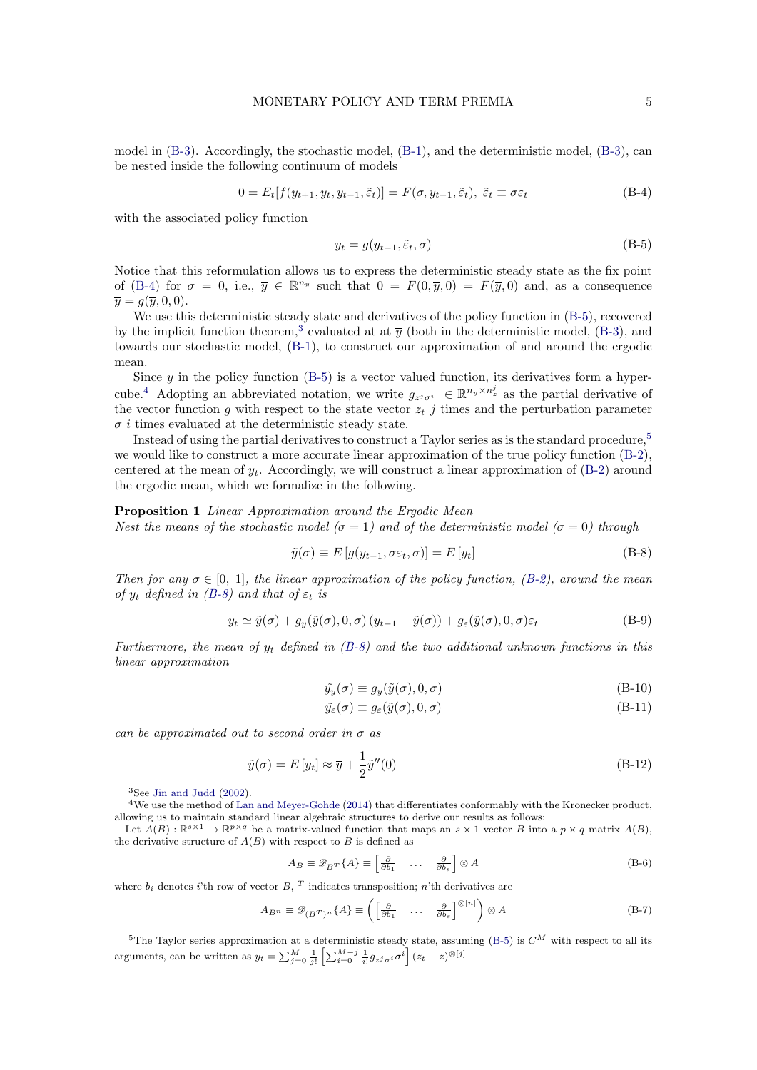model in (B-3). Accordingly, the stochastic model, (B-1), and the deterministic model, (B-3), can be nested inside the following continuum of models

$$0 = E_t[f(y_{t+1}, y_t, y_{t-1}, \tilde{\varepsilon}_t)] = F(\sigma, y_{t-1}, \tilde{\varepsilon}_t),\ \tilde{\varepsilon}_t \equiv \sigma\varepsilon_t \tag{B-4}$$

with the associated policy function

$$y_t = g(y_{t-1}, \tilde{\varepsilon}_t, \sigma) \tag{B-5}$$

Notice that this reformulation allows us to express the deterministic steady state as the fix point of (B-4) for $\sigma = 0$, i.e., $\overline{y} \in \mathbb{R}^{n_y}$ such that $0 = F(0, \overline{y}, 0) = \overline{F}(\overline{y}, 0)$ and, as a consequence $\overline{y} = g(\overline{y}, 0, 0)$.

We use this deterministic steady state and derivatives of the policy function in (B-5), recovered by the implicit function theorem,[3] evaluated at at $\overline{y}$ (both in the deterministic model, (B-3), and towards our stochastic model, (B-1), to construct our approximation of and around the ergodic mean.

Since $y$ in the policy function (B-5) is a vector valued function, its derivatives form a hypercube.[4] Adopting an abbreviated notation, we write $g_{z^j\sigma^i} \in \mathbb{R}^{n_y \times n_z^j}$ as the partial derivative of the vector function $g$ with respect to the state vector $z_t$ $j$ times and the perturbation parameter $\sigma$ $i$ times evaluated at the deterministic steady state.

Instead of using the partial derivatives to construct a Taylor series as is the standard procedure,[5] we would like to construct a more accurate linear approximation of the true policy function (B-2), centered at the mean of $y_t$. Accordingly, we will construct a linear approximation of (B-2) around the ergodic mean, which we formalize in the following.

**Proposition 1** *Linear Approximation around the Ergodic Mean*
*Nest the means of the stochastic model ($\sigma = 1$) and of the deterministic model ($\sigma = 0$) through*

$$\tilde{y}(\sigma) \equiv E\left[g(y_{t-1}, \sigma\varepsilon_t, \sigma)\right] = E\left[y_t\right] \tag{B-8}$$

*Then for any $\sigma \in [0,\ 1]$, the linear approximation of the policy function, (B-2), around the mean of $y_t$ defined in (B-8) and that of $\varepsilon_t$ is*

$$y_t \simeq \tilde{y}(\sigma) + g_y(\tilde{y}(\sigma), 0, \sigma)\left(y_{t-1} - \tilde{y}(\sigma)\right) + g_\varepsilon(\tilde{y}(\sigma), 0, \sigma)\varepsilon_t \tag{B-9}$$

*Furthermore, the mean of $y_t$ defined in (B-8) and the two additional unknown functions in this linear approximation*

$$\tilde{y_y}(\sigma) \equiv g_y(\tilde{y}(\sigma), 0, \sigma) \tag{B-10}$$

$$\tilde{y_\varepsilon}(\sigma) \equiv g_\varepsilon(\tilde{y}(\sigma), 0, \sigma) \tag{B-11}$$

*can be approximated out to second order in $\sigma$ as*

$$\tilde{y}(\sigma) = E\left[y_t\right] \approx \overline{y} + \frac{1}{2}\tilde{y}''(0) \tag{B-12}$$

---

[3] See Jin and Judd (2002).

[4] We use the method of Lan and Meyer-Gohde (2014) that differentiates conformably with the Kronecker product, allowing us to maintain standard linear algebraic structures to derive our results as follows:
Let $A(B) : \mathbb{R}^{s\times 1} \to \mathbb{R}^{p\times q}$ be a matrix-valued function that maps an $s \times 1$ vector $B$ into a $p \times q$ matrix $A(B)$, the derivative structure of $A(B)$ with respect to $B$ is defined as

$$A_B \equiv \mathscr{D}_{B^T}\{A\} \equiv \begin{bmatrix} \frac{\partial}{\partial b_1} & \dots & \frac{\partial}{\partial b_s} \end{bmatrix} \otimes A \tag{B-6}$$

where $b_i$ denotes $i$'th row of vector $B$, $^T$ indicates transposition; $n$'th derivatives are

$$A_{B^n} \equiv \mathscr{D}_{(B^T)^n}\{A\} \equiv \left(\begin{bmatrix} \frac{\partial}{\partial b_1} & \dots & \frac{\partial}{\partial b_s} \end{bmatrix}^{\otimes[n]}\right) \otimes A \tag{B-7}$$

[5] The Taylor series approximation at a deterministic steady state, assuming (B-5) is $C^M$ with respect to all its arguments, can be written as $y_t = \sum_{j=0}^{M} \frac{1}{j!}\left[\sum_{i=0}^{M-j} \frac{1}{i!} g_{z^j\sigma^i}\sigma^i\right](z_t - \overline{z})^{\otimes[j]}$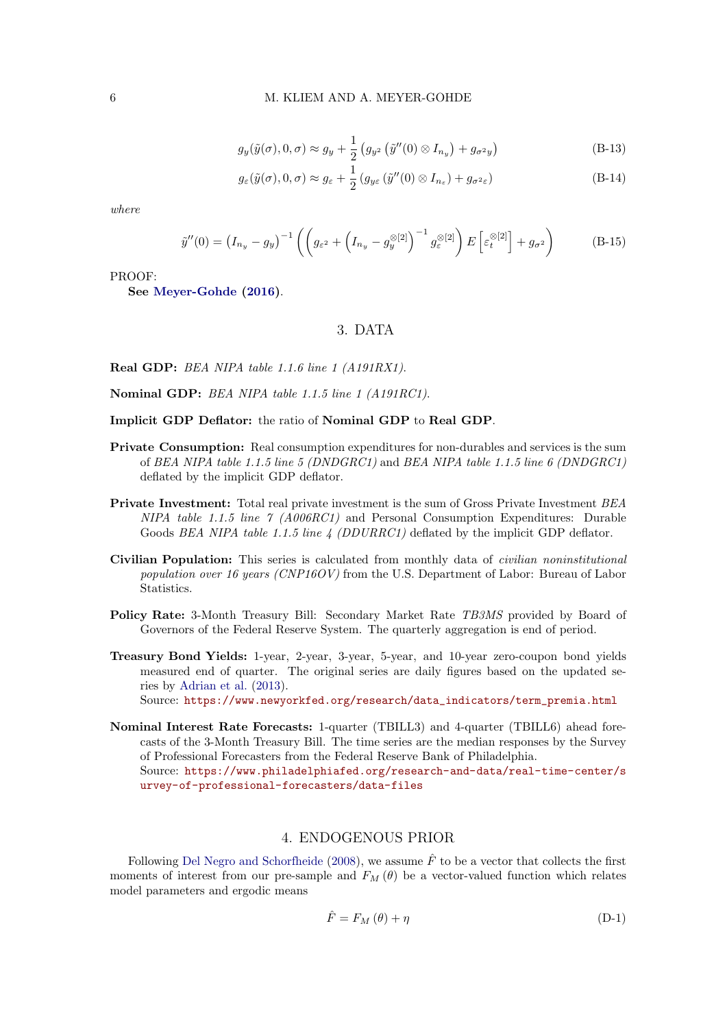$$g_y(\tilde{y}(\sigma), 0, \sigma) \approx g_y + \frac{1}{2}\left(g_{y^2}\left(\tilde{y}''(0) \otimes I_{n_y}\right) + g_{\sigma^2 y}\right) \tag{B-13}$$

$$g_\varepsilon(\tilde{y}(\sigma), 0, \sigma) \approx g_\varepsilon + \frac{1}{2}\left(g_{y\varepsilon}\left(\tilde{y}''(0) \otimes I_{n_\varepsilon}\right) + g_{\sigma^2 \varepsilon}\right) \tag{B-14}$$

*where*

$$\tilde{y}''(0) = \left(I_{n_y} - g_y\right)^{-1}\left(\left(g_{\varepsilon^2} + \left(I_{n_y} - g_y^{\otimes[2]}\right)^{-1} g_\varepsilon^{\otimes[2]}\right) E\left[\varepsilon_t^{\otimes[2]}\right] + g_{\sigma^2}\right) \tag{B-15}$$

PROOF:
**See Meyer-Gohde (2016).**

## 3. DATA

**Real GDP:** *BEA NIPA table 1.1.6 line 1 (A191RX1).*

**Nominal GDP:** *BEA NIPA table 1.1.5 line 1 (A191RC1).*

**Implicit GDP Deflator:** the ratio of **Nominal GDP** to **Real GDP**.

**Private Consumption:** Real consumption expenditures for non-durables and services is the sum of *BEA NIPA table 1.1.5 line 5 (DNDGRC1)* and *BEA NIPA table 1.1.5 line 6 (DNDGRC1)* deflated by the implicit GDP deflator.

**Private Investment:** Total real private investment is the sum of Gross Private Investment *BEA NIPA table 1.1.5 line 7 (A006RC1)* and Personal Consumption Expenditures: Durable Goods *BEA NIPA table 1.1.5 line 4 (DDURRC1)* deflated by the implicit GDP deflator.

**Civilian Population:** This series is calculated from monthly data of *civilian noninstitutional population over 16 years (CNP16OV)* from the U.S. Department of Labor: Bureau of Labor Statistics.

**Policy Rate:** 3-Month Treasury Bill: Secondary Market Rate *TB3MS* provided by Board of Governors of the Federal Reserve System. The quarterly aggregation is end of period.

**Treasury Bond Yields:** 1-year, 2-year, 3-year, 5-year, and 10-year zero-coupon bond yields measured end of quarter. The original series are daily figures based on the updated series by Adrian et al. (2013).
Source: https://www.newyorkfed.org/research/data_indicators/term_premia.html

**Nominal Interest Rate Forecasts:** 1-quarter (TBILL3) and 4-quarter (TBILL6) ahead forecasts of the 3-Month Treasury Bill. The time series are the median responses by the Survey of Professional Forecasters from the Federal Reserve Bank of Philadelphia.
Source: https://www.philadelphiafed.org/research-and-data/real-time-center/survey-of-professional-forecasters/data-files

## 4. ENDOGENOUS PRIOR

Following Del Negro and Schorfheide (2008), we assume $\hat{F}$ to be a vector that collects the first moments of interest from our pre-sample and $F_M(\theta)$ be a vector-valued function which relates model parameters and ergodic means

$$\hat{F} = F_M(\theta) + \eta \tag{D-1}$$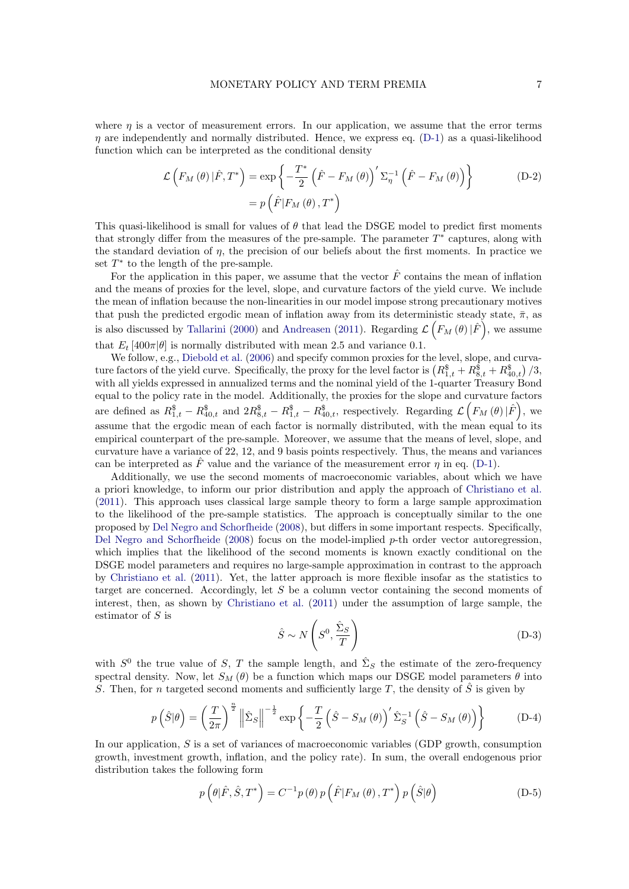where $\eta$ is a vector of measurement errors. In our application, we assume that the error terms $\eta$ are independently and normally distributed. Hence, we express eq. (D-1) as a quasi-likelihood function which can be interpreted as the conditional density

$$
\begin{aligned}
\mathcal{L}\left(F_M(\theta)\,|\hat{F}, T^*\right) &= \exp\left\{-\frac{T^*}{2}\left(\hat{F} - F_M(\theta)\right)' \Sigma_\eta^{-1}\left(\hat{F} - F_M(\theta)\right)\right\} \\
&= p\left(\hat{F}|F_M(\theta), T^*\right)
\end{aligned}
\tag{D-2}
$$

This quasi-likelihood is small for values of $\theta$ that lead the DSGE model to predict first moments that strongly differ from the measures of the pre-sample. The parameter $T^*$ captures, along with the standard deviation of $\eta$, the precision of our beliefs about the first moments. In practice we set $T^*$ to the length of the pre-sample.

For the application in this paper, we assume that the vector $\hat{F}$ contains the mean of inflation and the means of proxies for the level, slope, and curvature factors of the yield curve. We include the mean of inflation because the non-linearities in our model impose strong precautionary motives that push the predicted ergodic mean of inflation away from its deterministic steady state, $\bar{\pi}$, as is also discussed by Tallarini (2000) and Andreasen (2011). Regarding $\mathcal{L}\left(F_M(\theta)\,|\hat{F}\right)$, we assume that $E_t\left[400\pi|\theta\right]$ is normally distributed with mean 2.5 and variance 0.1.

We follow, e.g., Diebold et al. (2006) and specify common proxies for the level, slope, and curvature factors of the yield curve. Specifically, the proxy for the level factor is $\left(R^{\$}_{1,t} + R^{\$}_{8,t} + R^{\$}_{40,t}\right)/3$, with all yields expressed in annualized terms and the nominal yield of the 1-quarter Treasury Bond equal to the policy rate in the model. Additionally, the proxies for the slope and curvature factors are defined as $R^{\$}_{1,t} - R^{\$}_{40,t}$ and $2R^{\$}_{8,t} - R^{\$}_{1,t} - R^{\$}_{40,t}$, respectively. Regarding $\mathcal{L}\left(F_M(\theta)\,|\hat{F}\right)$, we assume that the ergodic mean of each factor is normally distributed, with the mean equal to its empirical counterpart of the pre-sample. Moreover, we assume that the means of level, slope, and curvature have a variance of 22, 12, and 9 basis points respectively. Thus, the means and variances can be interpreted as $\hat{F}$ value and the variance of the measurement error $\eta$ in eq. (D-1).

Additionally, we use the second moments of macroeconomic variables, about which we have a priori knowledge, to inform our prior distribution and apply the approach of Christiano et al. (2011). This approach uses classical large sample theory to form a large sample approximation to the likelihood of the pre-sample statistics. The approach is conceptually similar to the one proposed by Del Negro and Schorfheide (2008), but differs in some important respects. Specifically, Del Negro and Schorfheide (2008) focus on the model-implied $p$-th order vector autoregression, which implies that the likelihood of the second moments is known exactly conditional on the DSGE model parameters and requires no large-sample approximation in contrast to the approach by Christiano et al. (2011). Yet, the latter approach is more flexible insofar as the statistics to target are concerned. Accordingly, let $S$ be a column vector containing the second moments of interest, then, as shown by Christiano et al. (2011) under the assumption of large sample, the estimator of $S$ is

$$
\hat{S} \sim N\left(S^0, \frac{\hat{\Sigma}_S}{T}\right)
\tag{D-3}
$$

with $S^0$ the true value of $S$, $T$ the sample length, and $\hat{\Sigma}_S$ the estimate of the zero-frequency spectral density. Now, let $S_M(\theta)$ be a function which maps our DSGE model parameters $\theta$ into $S$. Then, for $n$ targeted second moments and sufficiently large $T$, the density of $\hat{S}$ is given by

$$
p\left(\hat{S}|\theta\right) = \left(\frac{T}{2\pi}\right)^{\frac{n}{2}} \left\|\hat{\Sigma}_S\right\|^{-\frac{1}{2}} \exp\left\{-\frac{T}{2}\left(\hat{S} - S_M(\theta)\right)' \hat{\Sigma}_S^{-1}\left(\hat{S} - S_M(\theta)\right)\right\}
\tag{D-4}
$$

In our application, $S$ is a set of variances of macroeconomic variables (GDP growth, consumption growth, investment growth, inflation, and the policy rate). In sum, the overall endogenous prior distribution takes the following form

$$
p\left(\theta|\hat{F}, \hat{S}, T^*\right) = C^{-1} p(\theta)\, p\left(\hat{F}|F_M(\theta), T^*\right) p\left(\hat{S}|\theta\right)
\tag{D-5}
$$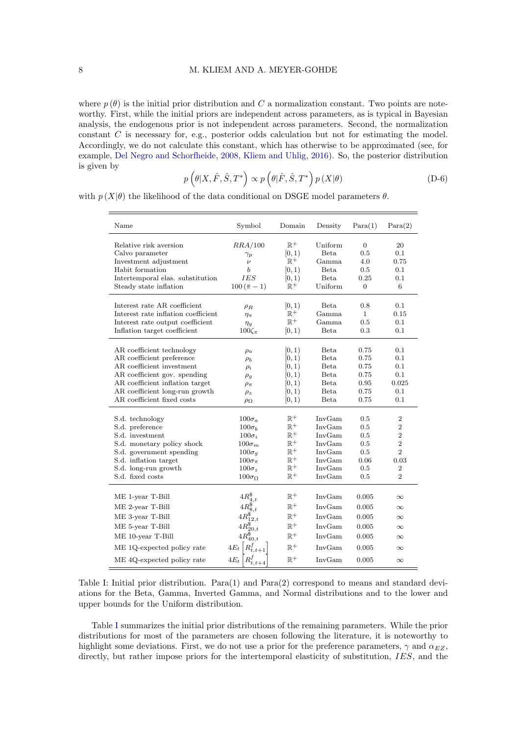where $p(\theta)$ is the initial prior distribution and $C$ a normalization constant. Two points are noteworthy. First, while the initial priors are independent across parameters, as is typical in Bayesian analysis, the endogenous prior is not independent across parameters. Second, the normalization constant $C$ is necessary for, e.g., posterior odds calculation but not for estimating the model. Accordingly, we do not calculate this constant, which has otherwise to be approximated (see, for example, Del Negro and Schorfheide, 2008, Kliem and Uhlig, 2016). So, the posterior distribution is given by

$$p\left(\theta|X, \hat{F}, \hat{S}, T^*\right) \propto p\left(\theta|\hat{F}, \hat{S}, T^*\right) p(X|\theta) \tag{D-6}$$

with $p(X|\theta)$ the likelihood of the data conditional on DSGE model parameters $\theta$.

| Name | Symbol | Domain | Density | Para(1) | Para(2) |
|---|---|---|---|---|---|
| Relative risk aversion | $RRA/100$ | $\mathbb{R}^+$ | Uniform | 0 | 20 |
| Calvo parameter | $\gamma_p$ | $[0,1)$ | Beta | 0.5 | 0.1 |
| Investment adjustment | $\nu$ | $\mathbb{R}^+$ | Gamma | 4.0 | 0.75 |
| Habit formation | $b$ | $[0,1)$ | Beta | 0.5 | 0.1 |
| Intertemporal elas. substitution | $IES$ | $[0,1)$ | Beta | 0.25 | 0.1 |
| Steady state inflation | $100(\bar{\pi}-1)$ | $\mathbb{R}^+$ | Uniform | 0 | 6 |
| Interest rate AR coefficient | $\rho_R$ | $[0,1)$ | Beta | 0.8 | 0.1 |
| Interest rate inflation coefficient | $\eta_\pi$ | $\mathbb{R}^+$ | Gamma | 1 | 0.15 |
| Interest rate output coefficient | $\eta_y$ | $\mathbb{R}^+$ | Gamma | 0.5 | 0.1 |
| Inflation target coefficient | $100\zeta_\pi$ | $[0,1)$ | Beta | 0.3 | 0.1 |
| AR coefficient technology | $\rho_a$ | $[0,1)$ | Beta | 0.75 | 0.1 |
| AR coefficient preference | $\rho_b$ | $[0,1)$ | Beta | 0.75 | 0.1 |
| AR coefficient investment | $\rho_i$ | $[0,1)$ | Beta | 0.75 | 0.1 |
| AR coefficient gov. spending | $\rho_g$ | $[0,1)$ | Beta | 0.75 | 0.1 |
| AR coefficient inflation target | $\rho_\pi$ | $[0,1)$ | Beta | 0.95 | 0.025 |
| AR coefficient long-run growth | $\rho_z$ | $[0,1)$ | Beta | 0.75 | 0.1 |
| AR coefficient fixed costs | $\rho_\Omega$ | $[0,1)$ | Beta | 0.75 | 0.1 |
| S.d. technology | $100\sigma_a$ | $\mathbb{R}^+$ | InvGam | 0.5 | 2 |
| S.d. preference | $100\sigma_b$ | $\mathbb{R}^+$ | InvGam | 0.5 | 2 |
| S.d. investment | $100\sigma_i$ | $\mathbb{R}^+$ | InvGam | 0.5 | 2 |
| S.d. monetary policy shock | $100\sigma_m$ | $\mathbb{R}^+$ | InvGam | 0.5 | 2 |
| S.d. government spending | $100\sigma_g$ | $\mathbb{R}^+$ | InvGam | 0.5 | 2 |
| S.d. inflation target | $100\sigma_\pi$ | $\mathbb{R}^+$ | InvGam | 0.06 | 0.03 |
| S.d. long-run growth | $100\sigma_z$ | $\mathbb{R}^+$ | InvGam | 0.5 | 2 |
| S.d. fixed costs | $100\sigma_\Omega$ | $\mathbb{R}^+$ | InvGam | 0.5 | 2 |
| ME 1-year T-Bill | $4R^{\$}_{4,t}$ | $\mathbb{R}^+$ | InvGam | 0.005 | $\infty$ |
| ME 2-year T-Bill | $4R^{\$}_{8,t}$ | $\mathbb{R}^+$ | InvGam | 0.005 | $\infty$ |
| ME 3-year T-Bill | $4R^{\$}_{12,t}$ | $\mathbb{R}^+$ | InvGam | 0.005 | $\infty$ |
| ME 5-year T-Bill | $4R^{\$}_{20,t}$ | $\mathbb{R}^+$ | InvGam | 0.005 | $\infty$ |
| ME 10-year T-Bill | $4R^{\$}_{40,t}$ | $\mathbb{R}^+$ | InvGam | 0.005 | $\infty$ |
| ME 1Q-expected policy rate | $4E_t\left[R^f_{t,t+1}\right]$ | $\mathbb{R}^+$ | InvGam | 0.005 | $\infty$ |
| ME 4Q-expected policy rate | $4E_t\left[R^f_{t,t+4}\right]$ | $\mathbb{R}^+$ | InvGam | 0.005 | $\infty$ |

Table I: Initial prior distribution. Para(1) and Para(2) correspond to means and standard deviations for the Beta, Gamma, Inverted Gamma, and Normal distributions and to the lower and upper bounds for the Uniform distribution.

Table I summarizes the initial prior distributions of the remaining parameters. While the prior distributions for most of the parameters are chosen following the literature, it is noteworthy to highlight some deviations. First, we do not use a prior for the preference parameters, $\gamma$ and $\alpha_{EZ}$, directly, but rather impose priors for the intertemporal elasticity of substitution, $IES$, and the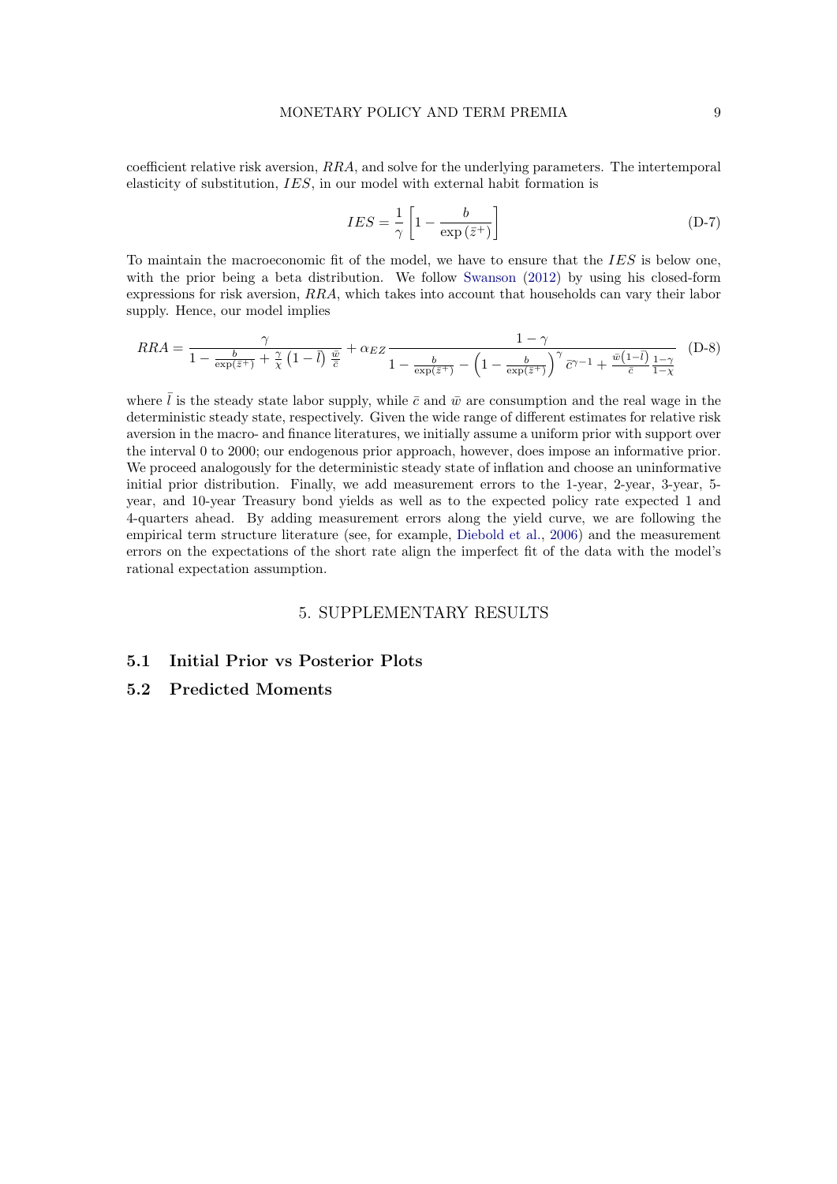coefficient relative risk aversion, $RRA$, and solve for the underlying parameters. The intertemporal elasticity of substitution, $IES$, in our model with external habit formation is

$$IES = \frac{1}{\gamma}\left[1 - \frac{b}{\exp\left(\bar{z}^{+}\right)}\right] \tag{D-7}$$

To maintain the macroeconomic fit of the model, we have to ensure that the $IES$ is below one, with the prior being a beta distribution. We follow Swanson (2012) by using his closed-form expressions for risk aversion, $RRA$, which takes into account that households can vary their labor supply. Hence, our model implies

$$RRA = \frac{\gamma}{1 - \frac{b}{\exp(\bar{z}^{+})} + \frac{\gamma}{\chi}\left(1-\bar{l}\right)\frac{\bar{w}}{\bar{c}}} + \alpha_{EZ}\frac{1-\gamma}{1 - \frac{b}{\exp(\bar{z}^{+})} - \left(1 - \frac{b}{\exp(\bar{z}^{+})}\right)^{\gamma}\bar{c}^{\gamma-1} + \frac{\bar{w}\left(1-\bar{l}\right)}{\bar{c}}\frac{1-\gamma}{1-\chi}} \tag{D-8}$$

where $\bar{l}$ is the steady state labor supply, while $\bar{c}$ and $\bar{w}$ are consumption and the real wage in the deterministic steady state, respectively. Given the wide range of different estimates for relative risk aversion in the macro- and finance literatures, we initially assume a uniform prior with support over the interval 0 to 2000; our endogenous prior approach, however, does impose an informative prior. We proceed analogously for the deterministic steady state of inflation and choose an uninformative initial prior distribution. Finally, we add measurement errors to the 1-year, 2-year, 3-year, 5-year, and 10-year Treasury bond yields as well as to the expected policy rate expected 1 and 4-quarters ahead. By adding measurement errors along the yield curve, we are following the empirical term structure literature (see, for example, Diebold et al., 2006) and the measurement errors on the expectations of the short rate align the imperfect fit of the data with the model's rational expectation assumption.

# 5. SUPPLEMENTARY RESULTS

## 5.1 Initial Prior vs Posterior Plots

## 5.2 Predicted Moments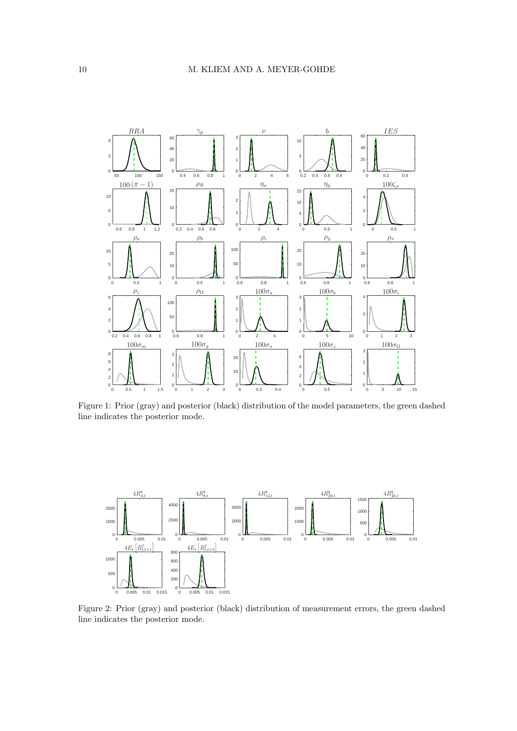Figure 1: Prior (gray) and posterior (black) distribution of the model parameters, the green dashed line indicates the posterior mode.

Figure 2: Prior (gray) and posterior (black) distribution of measurement errors, the green dashed line indicates the posterior mode.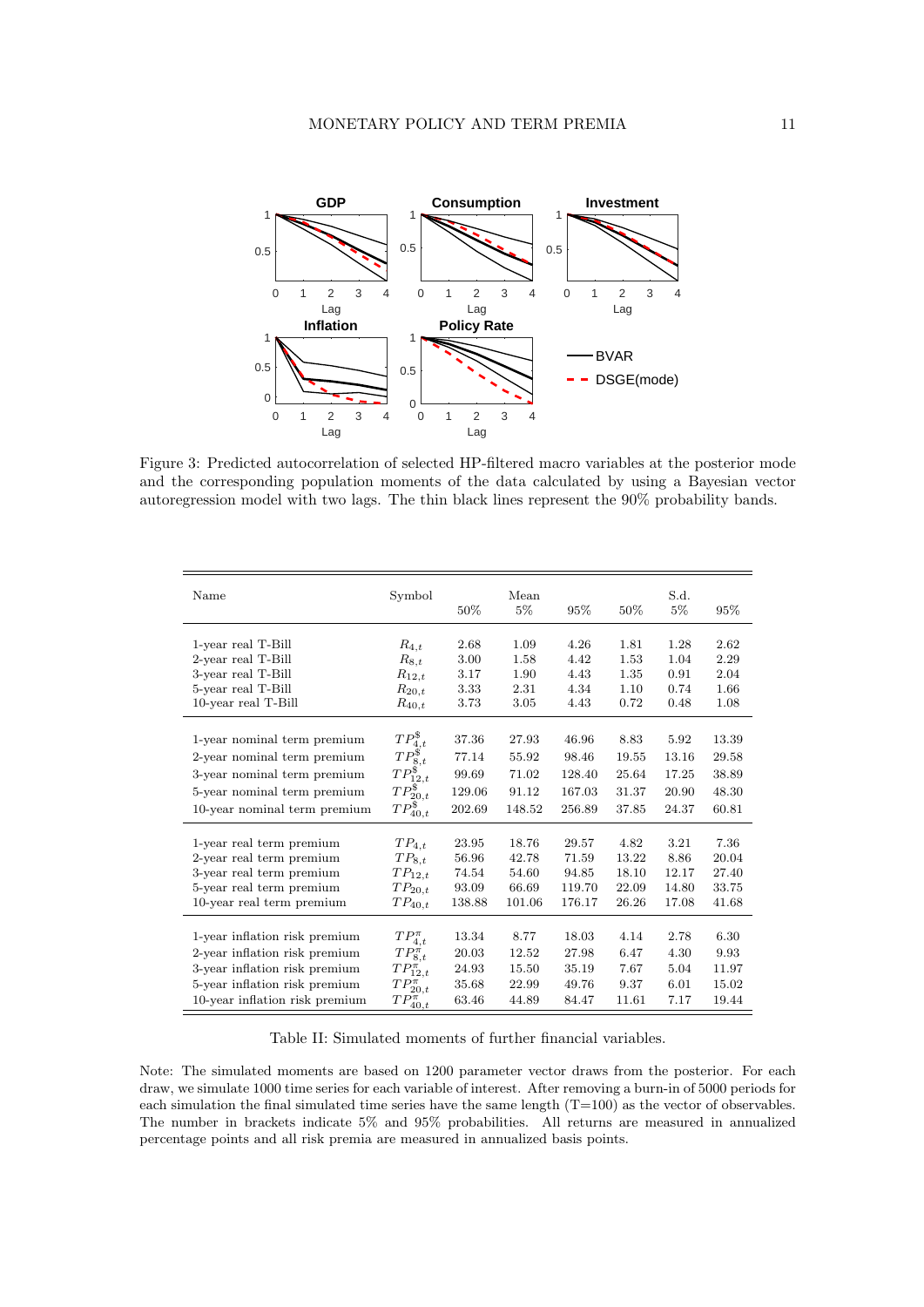Figure 3: Predicted autocorrelation of selected HP-filtered macro variables at the posterior mode and the corresponding population moments of the data calculated by using a Bayesian vector autoregression model with two lags. The thin black lines represent the 90% probability bands.

| Name | Symbol | Mean 50% | Mean 5% | Mean 95% | S.d. 50% | S.d. 5% | S.d. 95% |
|---|---|---|---|---|---|---|---|
| 1-year real T-Bill | $R_{4,t}$ | 2.68 | 1.09 | 4.26 | 1.81 | 1.28 | 2.62 |
| 2-year real T-Bill | $R_{8,t}$ | 3.00 | 1.58 | 4.42 | 1.53 | 1.04 | 2.29 |
| 3-year real T-Bill | $R_{12,t}$ | 3.17 | 1.90 | 4.43 | 1.35 | 0.91 | 2.04 |
| 5-year real T-Bill | $R_{20,t}$ | 3.33 | 2.31 | 4.34 | 1.10 | 0.74 | 1.66 |
| 10-year real T-Bill | $R_{40,t}$ | 3.73 | 3.05 | 4.43 | 0.72 | 0.48 | 1.08 |
| 1-year nominal term premium | $TP^{\$}_{4,t}$ | 37.36 | 27.93 | 46.96 | 8.83 | 5.92 | 13.39 |
| 2-year nominal term premium | $TP^{\$}_{8,t}$ | 77.14 | 55.92 | 98.46 | 19.55 | 13.16 | 29.58 |
| 3-year nominal term premium | $TP^{\$}_{12,t}$ | 99.69 | 71.02 | 128.40 | 25.64 | 17.25 | 38.89 |
| 5-year nominal term premium | $TP^{\$}_{20,t}$ | 129.06 | 91.12 | 167.03 | 31.37 | 20.90 | 48.30 |
| 10-year nominal term premium | $TP^{\$}_{40,t}$ | 202.69 | 148.52 | 256.89 | 37.85 | 24.37 | 60.81 |
| 1-year real term premium | $TP_{4,t}$ | 23.95 | 18.76 | 29.57 | 4.82 | 3.21 | 7.36 |
| 2-year real term premium | $TP_{8,t}$ | 56.96 | 42.78 | 71.59 | 13.22 | 8.86 | 20.04 |
| 3-year real term premium | $TP_{12,t}$ | 74.54 | 54.60 | 94.85 | 18.10 | 12.17 | 27.40 |
| 5-year real term premium | $TP_{20,t}$ | 93.09 | 66.69 | 119.70 | 22.09 | 14.80 | 33.75 |
| 10-year real term premium | $TP_{40,t}$ | 138.88 | 101.06 | 176.17 | 26.26 | 17.08 | 41.68 |
| 1-year inflation risk premium | $TP^{\pi}_{4,t}$ | 13.34 | 8.77 | 18.03 | 4.14 | 2.78 | 6.30 |
| 2-year inflation risk premium | $TP^{\pi}_{8,t}$ | 20.03 | 12.52 | 27.98 | 6.47 | 4.30 | 9.93 |
| 3-year inflation risk premium | $TP^{\pi}_{12,t}$ | 24.93 | 15.50 | 35.19 | 7.67 | 5.04 | 11.97 |
| 5-year inflation risk premium | $TP^{\pi}_{20,t}$ | 35.68 | 22.99 | 49.76 | 9.37 | 6.01 | 15.02 |
| 10-year inflation risk premium | $TP^{\pi}_{40,t}$ | 63.46 | 44.89 | 84.47 | 11.61 | 7.17 | 19.44 |

Table II: Simulated moments of further financial variables.

Note: The simulated moments are based on 1200 parameter vector draws from the posterior. For each draw, we simulate 1000 time series for each variable of interest. After removing a burn-in of 5000 periods for each simulation the final simulated time series have the same length (T=100) as the vector of observables. The number in brackets indicate 5% and 95% probabilities. All returns are measured in annualized percentage points and all risk premia are measured in annualized basis points.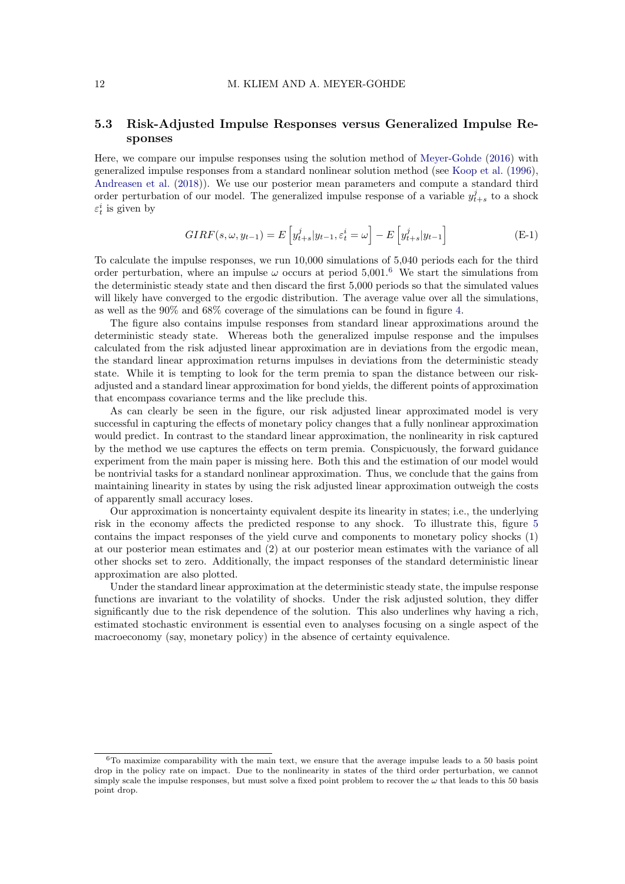### 5.3 Risk-Adjusted Impulse Responses versus Generalized Impulse Responses

Here, we compare our impulse responses using the solution method of Meyer-Gohde (2016) with generalized impulse responses from a standard nonlinear solution method (see Koop et al. (1996), Andreasen et al. (2018)). We use our posterior mean parameters and compute a standard third order perturbation of our model. The generalized impulse response of a variable $y^j_{t+s}$ to a shock $\varepsilon^i_t$ is given by

$$GIRF(s, \omega, y_{t-1}) = E\left[y^j_{t+s}|y_{t-1}, \varepsilon^i_t = \omega\right] - E\left[y^j_{t+s}|y_{t-1}\right] \tag{E-1}$$

To calculate the impulse responses, we run 10,000 simulations of 5,040 periods each for the third order perturbation, where an impulse $\omega$ occurs at period 5,001.[6] We start the simulations from the deterministic steady state and then discard the first 5,000 periods so that the simulated values will likely have converged to the ergodic distribution. The average value over all the simulations, as well as the 90% and 68% coverage of the simulations can be found in figure 4.

The figure also contains impulse responses from standard linear approximations around the deterministic steady state. Whereas both the generalized impulse response and the impulses calculated from the risk adjusted linear approximation are in deviations from the ergodic mean, the standard linear approximation returns impulses in deviations from the deterministic steady state. While it is tempting to look for the term premia to span the distance between our risk-adjusted and a standard linear approximation for bond yields, the different points of approximation that encompass covariance terms and the like preclude this.

As can clearly be seen in the figure, our risk adjusted linear approximated model is very successful in capturing the effects of monetary policy changes that a fully nonlinear approximation would predict. In contrast to the standard linear approximation, the nonlinearity in risk captured by the method we use captures the effects on term premia. Conspicuously, the forward guidance experiment from the main paper is missing here. Both this and the estimation of our model would be nontrivial tasks for a standard nonlinear approximation. Thus, we conclude that the gains from maintaining linearity in states by using the risk adjusted linear approximation outweigh the costs of apparently small accuracy loses.

Our approximation is noncertainty equivalent despite its linearity in states; i.e., the underlying risk in the economy affects the predicted response to any shock. To illustrate this, figure 5 contains the impact responses of the yield curve and components to monetary policy shocks (1) at our posterior mean estimates and (2) at our posterior mean estimates with the variance of all other shocks set to zero. Additionally, the impact responses of the standard deterministic linear approximation are also plotted.

Under the standard linear approximation at the deterministic steady state, the impulse response functions are invariant to the volatility of shocks. Under the risk adjusted solution, they differ significantly due to the risk dependence of the solution. This also underlines why having a rich, estimated stochastic environment is essential even to analyses focusing on a single aspect of the macroeconomy (say, monetary policy) in the absence of certainty equivalence.

[6] To maximize comparability with the main text, we ensure that the average impulse leads to a 50 basis point drop in the policy rate on impact. Due to the nonlinearity in states of the third order perturbation, we cannot simply scale the impulse responses, but must solve a fixed point problem to recover the $\omega$ that leads to this 50 basis point drop.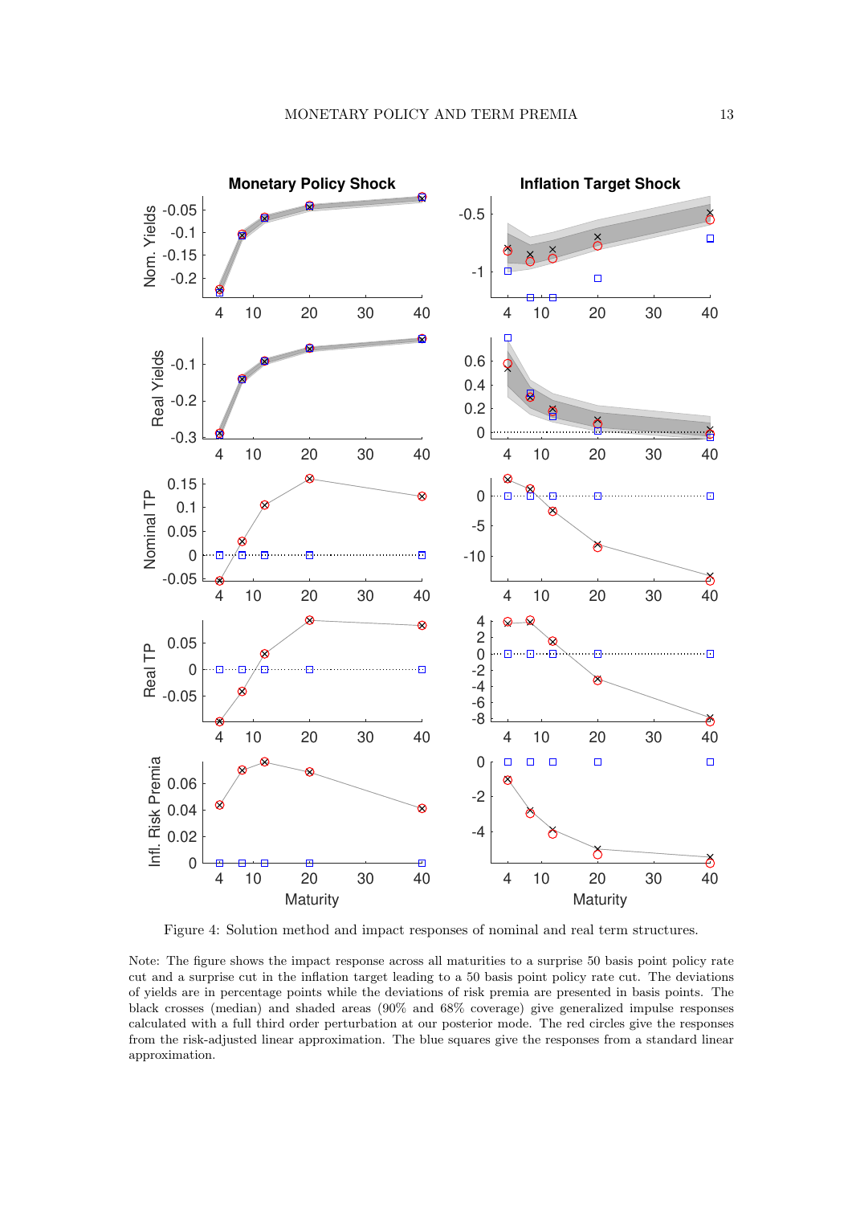Figure 4: Solution method and impact responses of nominal and real term structures.

Note: The figure shows the impact response across all maturities to a surprise 50 basis point policy rate cut and a surprise cut in the inflation target leading to a 50 basis point policy rate cut. The deviations of yields are in percentage points while the deviations of risk premia are presented in basis points. The black crosses (median) and shaded areas (90% and 68% coverage) give generalized impulse responses calculated with a full third order perturbation at our posterior mode. The red circles give the responses from the risk-adjusted linear approximation. The blue squares give the responses from a standard linear approximation.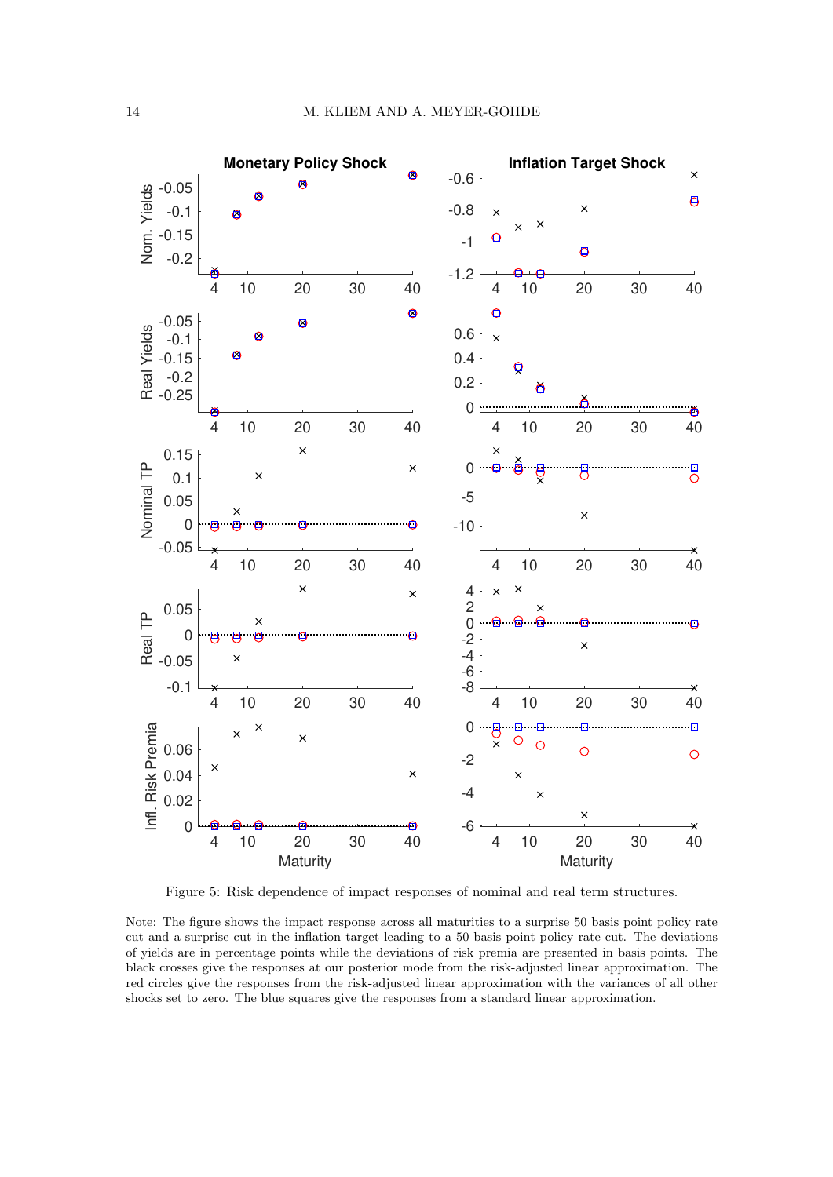Figure 5: Risk dependence of impact responses of nominal and real term structures.

Note: The figure shows the impact response across all maturities to a surprise 50 basis point policy rate cut and a surprise cut in the inflation target leading to a 50 basis point policy rate cut. The deviations of yields are in percentage points while the deviations of risk premia are presented in basis points. The black crosses give the responses at our posterior mode from the risk-adjusted linear approximation. The red circles give the responses from the risk-adjusted linear approximation with the variances of all other shocks set to zero. The blue squares give the responses from a standard linear approximation.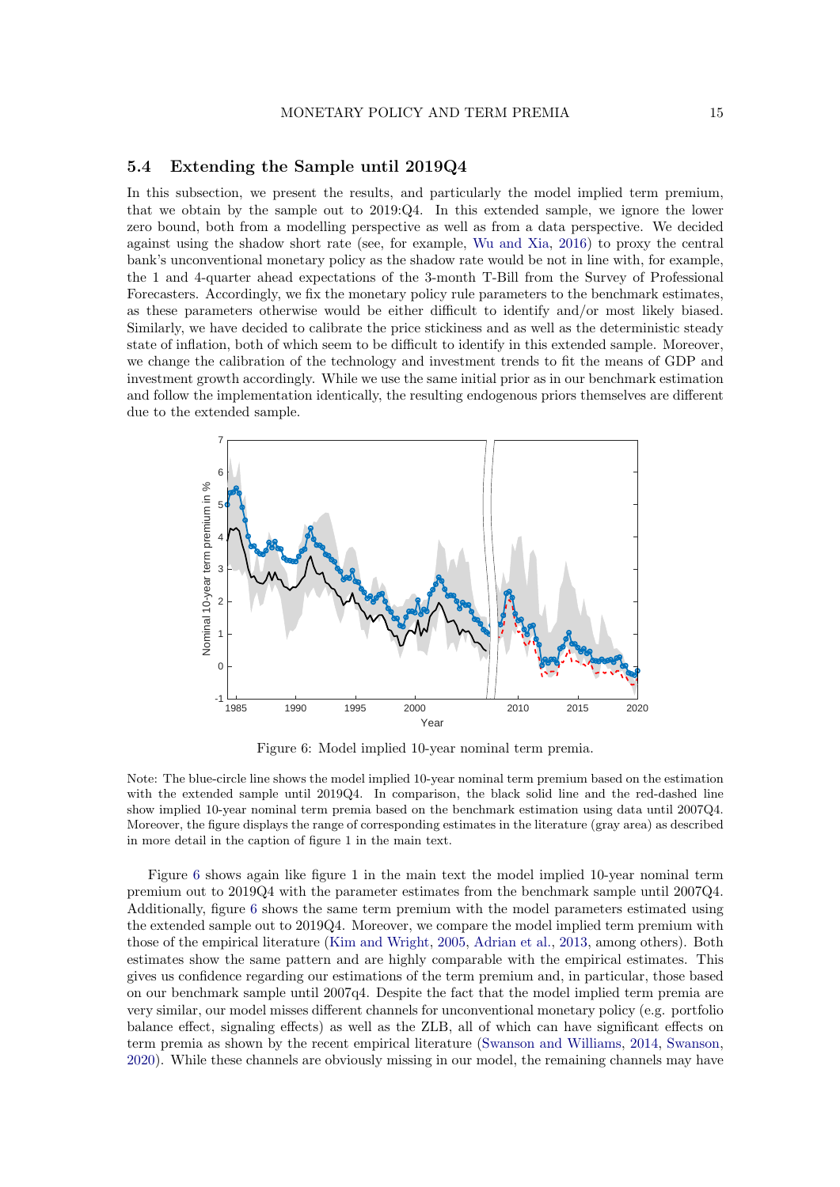## 5.4 Extending the Sample until 2019Q4

In this subsection, we present the results, and particularly the model implied term premium, that we obtain by the sample out to 2019:Q4. In this extended sample, we ignore the lower zero bound, both from a modelling perspective as well as from a data perspective. We decided against using the shadow short rate (see, for example, Wu and Xia, 2016) to proxy the central bank's unconventional monetary policy as the shadow rate would be not in line with, for example, the 1 and 4-quarter ahead expectations of the 3-month T-Bill from the Survey of Professional Forecasters. Accordingly, we fix the monetary policy rule parameters to the benchmark estimates, as these parameters otherwise would be either difficult to identify and/or most likely biased. Similarly, we have decided to calibrate the price stickiness and as well as the deterministic steady state of inflation, both of which seem to be difficult to identify in this extended sample. Moreover, we change the calibration of the technology and investment trends to fit the means of GDP and investment growth accordingly. While we use the same initial prior as in our benchmark estimation and follow the implementation identically, the resulting endogenous priors themselves are different due to the extended sample.

Figure 6: Model implied 10-year nominal term premia.

Note: The blue-circle line shows the model implied 10-year nominal term premium based on the estimation with the extended sample until 2019Q4. In comparison, the black solid line and the red-dashed line show implied 10-year nominal term premia based on the benchmark estimation using data until 2007Q4. Moreover, the figure displays the range of corresponding estimates in the literature (gray area) as described in more detail in the caption of figure 1 in the main text.

Figure 6 shows again like figure 1 in the main text the model implied 10-year nominal term premium out to 2019Q4 with the parameter estimates from the benchmark sample until 2007Q4. Additionally, figure 6 shows the same term premium with the model parameters estimated using the extended sample out to 2019Q4. Moreover, we compare the model implied term premium with those of the empirical literature (Kim and Wright, 2005, Adrian et al., 2013, among others). Both estimates show the same pattern and are highly comparable with the empirical estimates. This gives us confidence regarding our estimations of the term premium and, in particular, those based on our benchmark sample until 2007q4. Despite the fact that the model implied term premia are very similar, our model misses different channels for unconventional monetary policy (e.g. portfolio balance effect, signaling effects) as well as the ZLB, all of which can have significant effects on term premia as shown by the recent empirical literature (Swanson and Williams, 2014, Swanson, 2020). While these channels are obviously missing in our model, the remaining channels may have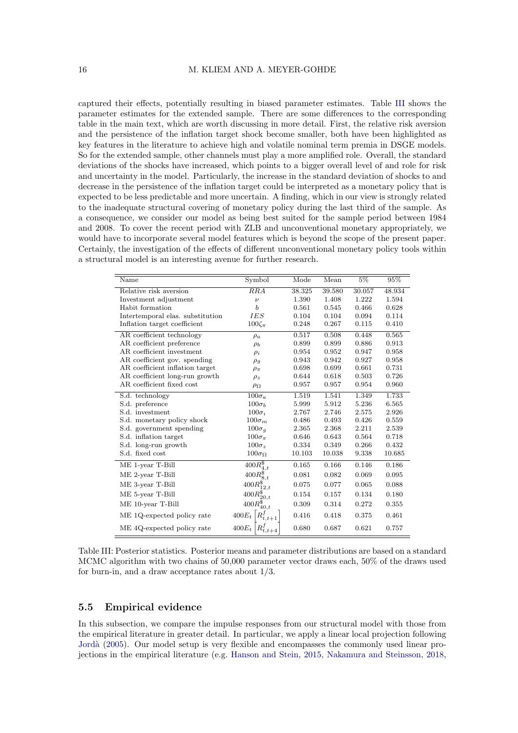captured their effects, potentially resulting in biased parameter estimates. Table III shows the parameter estimates for the extended sample. There are some differences to the corresponding table in the main text, which are worth discussing in more detail. First, the relative risk aversion and the persistence of the inflation target shock become smaller, both have been highlighted as key features in the literature to achieve high and volatile nominal term premia in DSGE models. So for the extended sample, other channels must play a more amplified role. Overall, the standard deviations of the shocks have increased, which points to a bigger overall level of and role for risk and uncertainty in the model. Particularly, the increase in the standard deviation of shocks to and decrease in the persistence of the inflation target could be interpreted as a monetary policy that is expected to be less predictable and more uncertain. A finding, which in our view is strongly related to the inadequate structural covering of monetary policy during the last third of the sample. As a consequence, we consider our model as being best suited for the sample period between 1984 and 2008. To cover the recent period with ZLB and unconventional monetary appropriately, we would have to incorporate several model features which is beyond the scope of the present paper. Certainly, the investigation of the effects of different unconventional monetary policy tools within a structural model is an interesting avenue for further research.

| Name | Symbol | Mode | Mean | 5% | 95% |
|---|---|---|---|---|---|
| Relative risk aversion | $RRA$ | 38.325 | 39.580 | 30.057 | 48.934 |
| Investment adjustment | $\nu$ | 1.390 | 1.408 | 1.222 | 1.594 |
| Habit formation | $b$ | 0.561 | 0.545 | 0.466 | 0.628 |
| Intertemporal elas. substitution | $IES$ | 0.104 | 0.104 | 0.094 | 0.114 |
| Inflation target coefficient | $100\zeta_\pi$ | 0.248 | 0.267 | 0.115 | 0.410 |
| AR coefficient technology | $\rho_a$ | 0.517 | 0.508 | 0.448 | 0.565 |
| AR coefficient preference | $\rho_b$ | 0.899 | 0.899 | 0.886 | 0.913 |
| AR coefficient investment | $\rho_i$ | 0.954 | 0.952 | 0.947 | 0.958 |
| AR coefficient gov. spending | $\rho_g$ | 0.943 | 0.942 | 0.927 | 0.958 |
| AR coefficient inflation target | $\rho_\pi$ | 0.698 | 0.699 | 0.661 | 0.731 |
| AR coefficient long-run growth | $\rho_z$ | 0.644 | 0.618 | 0.503 | 0.726 |
| AR coefficient fixed cost | $\rho_\Omega$ | 0.957 | 0.957 | 0.954 | 0.960 |
| S.d. technology | $100\sigma_a$ | 1.519 | 1.541 | 1.349 | 1.733 |
| S.d. preference | $100\sigma_b$ | 5.999 | 5.912 | 5.236 | 6.565 |
| S.d. investment | $100\sigma_i$ | 2.767 | 2.746 | 2.575 | 2.926 |
| S.d. monetary policy shock | $100\sigma_m$ | 0.486 | 0.493 | 0.426 | 0.559 |
| S.d. government spending | $100\sigma_g$ | 2.365 | 2.368 | 2.211 | 2.539 |
| S.d. inflation target | $100\sigma_\pi$ | 0.646 | 0.643 | 0.564 | 0.718 |
| S.d. long-run growth | $100\sigma_z$ | 0.334 | 0.349 | 0.266 | 0.432 |
| S.d. fixed cost | $100\sigma_\Omega$ | 10.103 | 10.038 | 9.338 | 10.685 |
| ME 1-year T-Bill | $400R^{\$}_{4,t}$ | 0.165 | 0.166 | 0.146 | 0.186 |
| ME 2-year T-Bill | $400R^{\$}_{8,t}$ | 0.081 | 0.082 | 0.069 | 0.095 |
| ME 3-year T-Bill | $400R^{\$}_{12,t}$ | 0.075 | 0.077 | 0.065 | 0.088 |
| ME 5-year T-Bill | $400R^{\$}_{20,t}$ | 0.154 | 0.157 | 0.134 | 0.180 |
| ME 10-year T-Bill | $400R^{\$}_{40,t}$ | 0.309 | 0.314 | 0.272 | 0.355 |
| ME 1Q-expected policy rate | $400E_t\left[R^f_{t,t+1}\right]$ | 0.416 | 0.418 | 0.375 | 0.461 |
| ME 4Q-expected policy rate | $400E_t\left[R^f_{t,t+4}\right]$ | 0.680 | 0.687 | 0.621 | 0.757 |

Table III: Posterior statistics. Posterior means and parameter distributions are based on a standard MCMC algorithm with two chains of 50,000 parameter vector draws each, 50% of the draws used for burn-in, and a draw acceptance rates about 1/3.

### 5.5 Empirical evidence

In this subsection, we compare the impulse responses from our structural model with those from the empirical literature in greater detail. In particular, we apply a linear local projection following Jordà (2005). Our model setup is very flexible and encompasses the commonly used linear projections in the empirical literature (e.g. Hanson and Stein, 2015, Nakamura and Steinsson, 2018,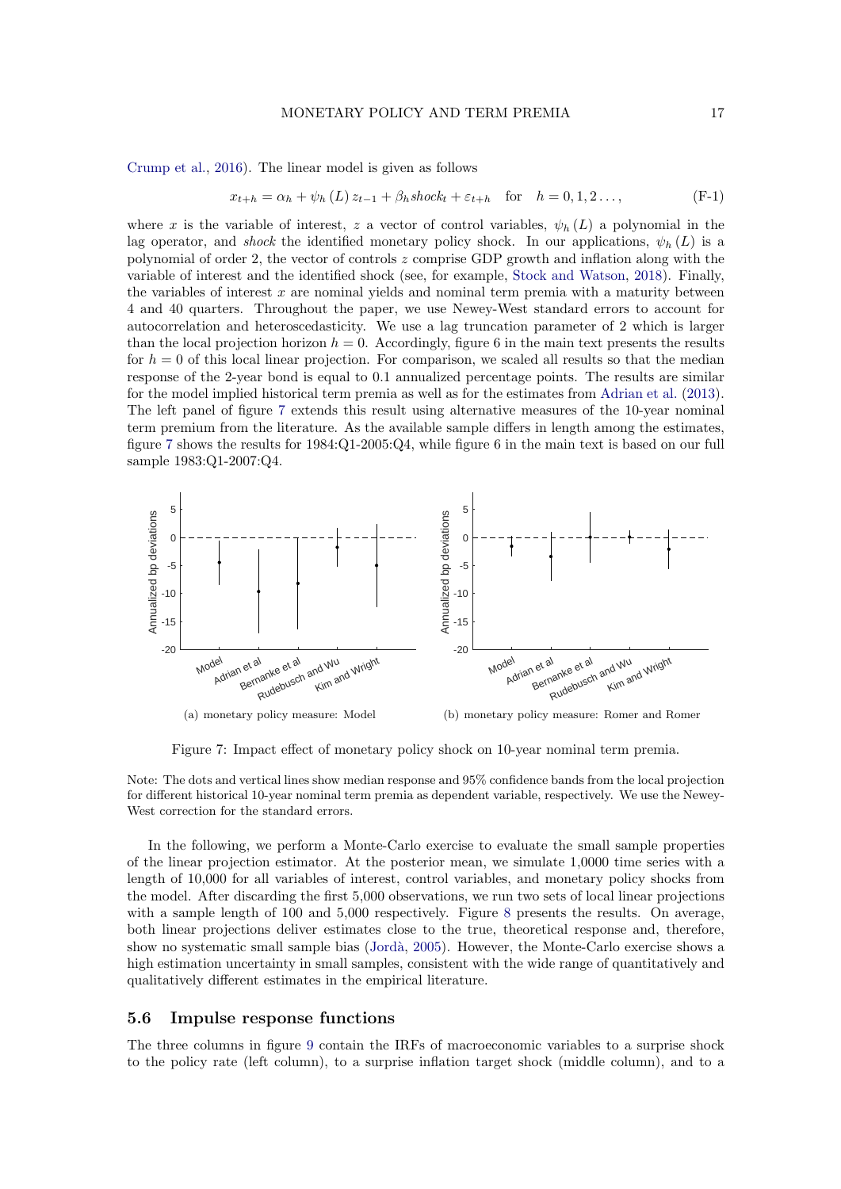Crump et al., 2016). The linear model is given as follows

$$x_{t+h} = \alpha_h + \psi_h(L)\, z_{t-1} + \beta_h shock_t + \varepsilon_{t+h} \quad \text{for} \quad h = 0, 1, 2 \ldots, \tag{F-1}$$

where $x$ is the variable of interest, $z$ a vector of control variables, $\psi_h(L)$ a polynomial in the lag operator, and *shock* the identified monetary policy shock. In our applications, $\psi_h(L)$ is a polynomial of order 2, the vector of controls $z$ comprise GDP growth and inflation along with the variable of interest and the identified shock (see, for example, Stock and Watson, 2018). Finally, the variables of interest $x$ are nominal yields and nominal term premia with a maturity between 4 and 40 quarters. Throughout the paper, we use Newey-West standard errors to account for autocorrelation and heteroscedasticity. We use a lag truncation parameter of 2 which is larger than the local projection horizon $h = 0$. Accordingly, figure 6 in the main text presents the results for $h = 0$ of this local linear projection. For comparison, we scaled all results so that the median response of the 2-year bond is equal to 0.1 annualized percentage points. The results are similar for the model implied historical term premia as well as for the estimates from Adrian et al. (2013). The left panel of figure 7 extends this result using alternative measures of the 10-year nominal term premium from the literature. As the available sample differs in length among the estimates, figure 7 shows the results for 1984:Q1-2005:Q4, while figure 6 in the main text is based on our full sample 1983:Q1-2007:Q4.

(a) monetary policy measure: Model

(b) monetary policy measure: Romer and Romer

Figure 7: Impact effect of monetary policy shock on 10-year nominal term premia.

Note: The dots and vertical lines show median response and 95% confidence bands from the local projection for different historical 10-year nominal term premia as dependent variable, respectively. We use the Newey-West correction for the standard errors.

In the following, we perform a Monte-Carlo exercise to evaluate the small sample properties of the linear projection estimator. At the posterior mean, we simulate 1,0000 time series with a length of 10,000 for all variables of interest, control variables, and monetary policy shocks from the model. After discarding the first 5,000 observations, we run two sets of local linear projections with a sample length of 100 and 5,000 respectively. Figure 8 presents the results. On average, both linear projections deliver estimates close to the true, theoretical response and, therefore, show no systematic small sample bias (Jordà, 2005). However, the Monte-Carlo exercise shows a high estimation uncertainty in small samples, consistent with the wide range of quantitatively and qualitatively different estimates in the empirical literature.

## 5.6 Impulse response functions

The three columns in figure 9 contain the IRFs of macroeconomic variables to a surprise shock to the policy rate (left column), to a surprise inflation target shock (middle column), and to a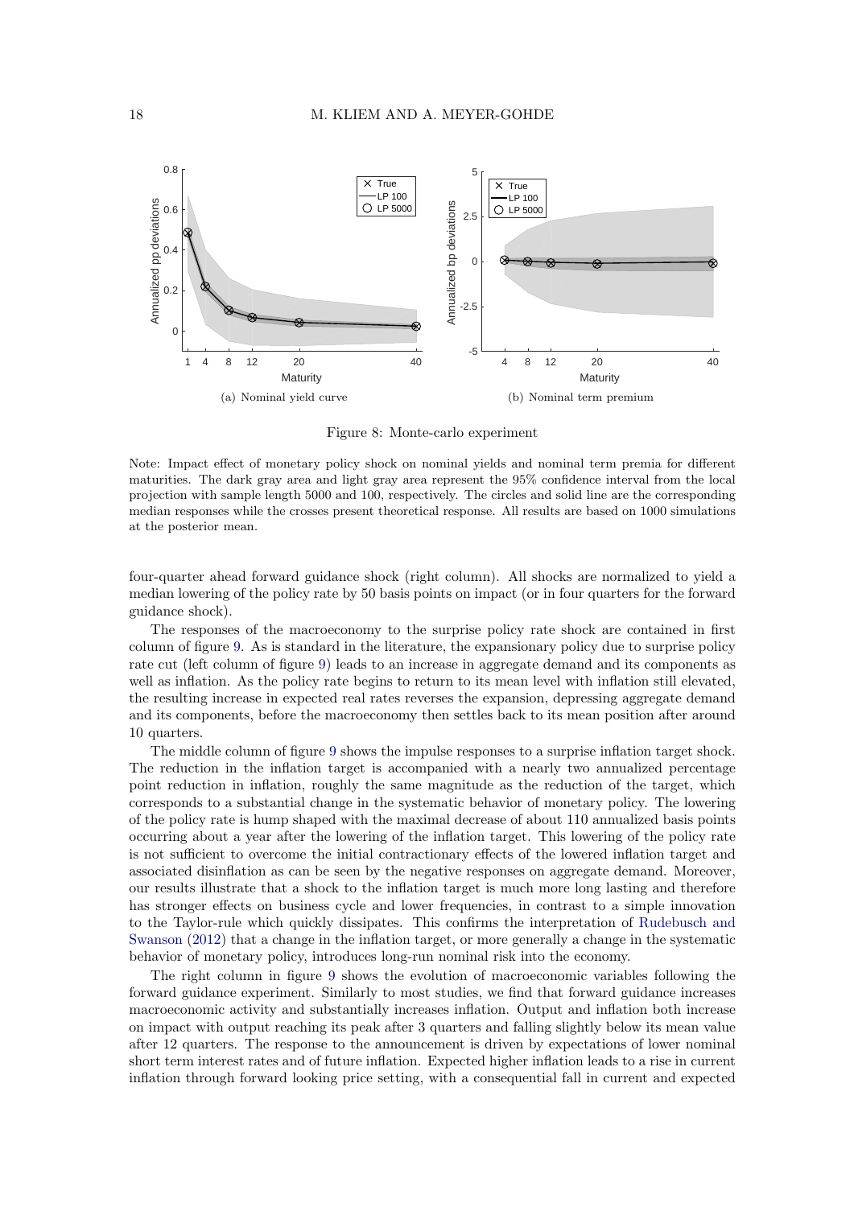(a) Nominal yield curve

(b) Nominal term premium

Figure 8: Monte-carlo experiment

Note: Impact effect of monetary policy shock on nominal yields and nominal term premia for different maturities. The dark gray area and light gray area represent the 95% confidence interval from the local projection with sample length 5000 and 100, respectively. The circles and solid line are the corresponding median responses while the crosses present theoretical response. All results are based on 1000 simulations at the posterior mean.

four-quarter ahead forward guidance shock (right column). All shocks are normalized to yield a median lowering of the policy rate by 50 basis points on impact (or in four quarters for the forward guidance shock).

The responses of the macroeconomy to the surprise policy rate shock are contained in first column of figure 9. As is standard in the literature, the expansionary policy due to surprise policy rate cut (left column of figure 9) leads to an increase in aggregate demand and its components as well as inflation. As the policy rate begins to return to its mean level with inflation still elevated, the resulting increase in expected real rates reverses the expansion, depressing aggregate demand and its components, before the macroeconomy then settles back to its mean position after around 10 quarters.

The middle column of figure 9 shows the impulse responses to a surprise inflation target shock. The reduction in the inflation target is accompanied with a nearly two annualized percentage point reduction in inflation, roughly the same magnitude as the reduction of the target, which corresponds to a substantial change in the systematic behavior of monetary policy. The lowering of the policy rate is hump shaped with the maximal decrease of about 110 annualized basis points occurring about a year after the lowering of the inflation target. This lowering of the policy rate is not sufficient to overcome the initial contractionary effects of the lowered inflation target and associated disinflation as can be seen by the negative responses on aggregate demand. Moreover, our results illustrate that a shock to the inflation target is much more long lasting and therefore has stronger effects on business cycle and lower frequencies, in contrast to a simple innovation to the Taylor-rule which quickly dissipates. This confirms the interpretation of Rudebusch and Swanson (2012) that a change in the inflation target, or more generally a change in the systematic behavior of monetary policy, introduces long-run nominal risk into the economy.

The right column in figure 9 shows the evolution of macroeconomic variables following the forward guidance experiment. Similarly to most studies, we find that forward guidance increases macroeconomic activity and substantially increases inflation. Output and inflation both increase on impact with output reaching its peak after 3 quarters and falling slightly below its mean value after 12 quarters. The response to the announcement is driven by expectations of lower nominal short term interest rates and of future inflation. Expected higher inflation leads to a rise in current inflation through forward looking price setting, with a consequential fall in current and expected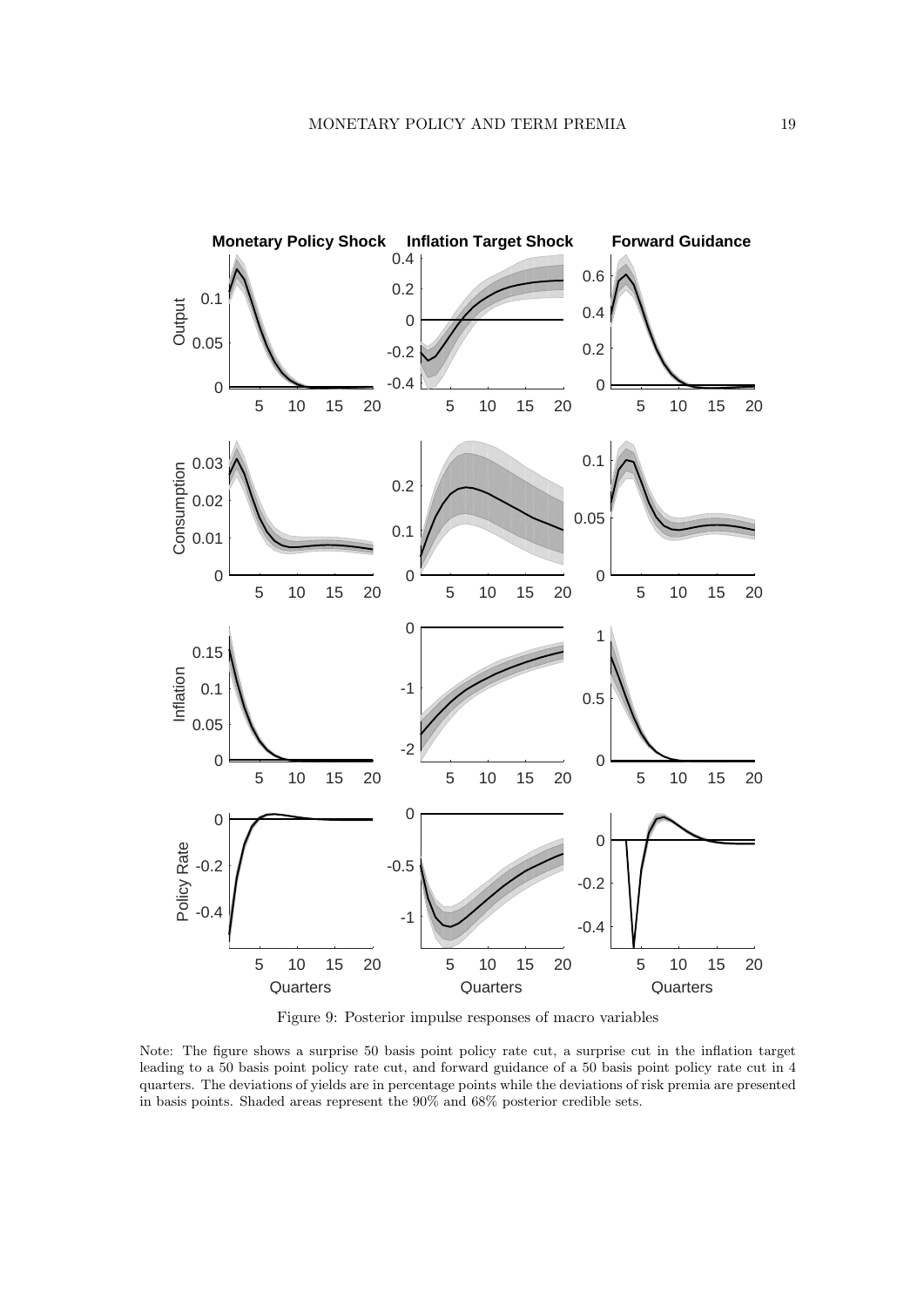Figure 9: Posterior impulse responses of macro variables

Note: The figure shows a surprise 50 basis point policy rate cut, a surprise cut in the inflation target leading to a 50 basis point policy rate cut, and forward guidance of a 50 basis point policy rate cut in 4 quarters. The deviations of yields are in percentage points while the deviations of risk premia are presented in basis points. Shaded areas represent the 90% and 68% posterior credible sets.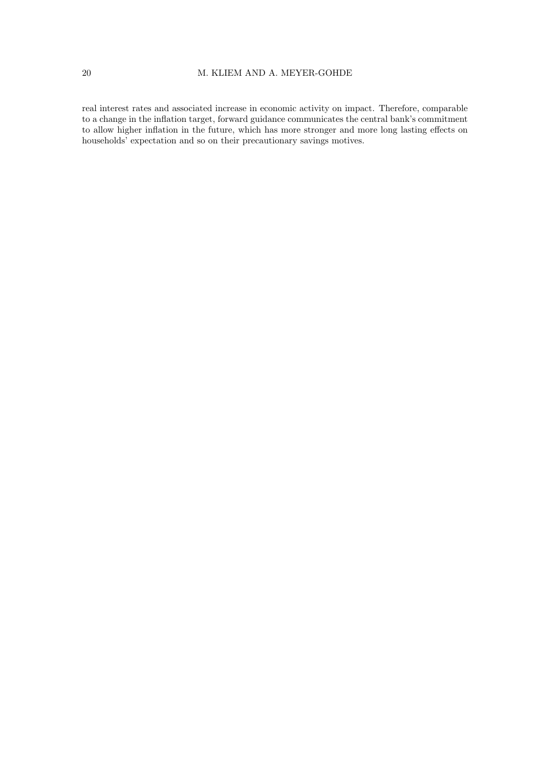real interest rates and associated increase in economic activity on impact. Therefore, comparable to a change in the inflation target, forward guidance communicates the central bank's commitment to allow higher inflation in the future, which has more stronger and more long lasting effects on households' expectation and so on their precautionary savings motives.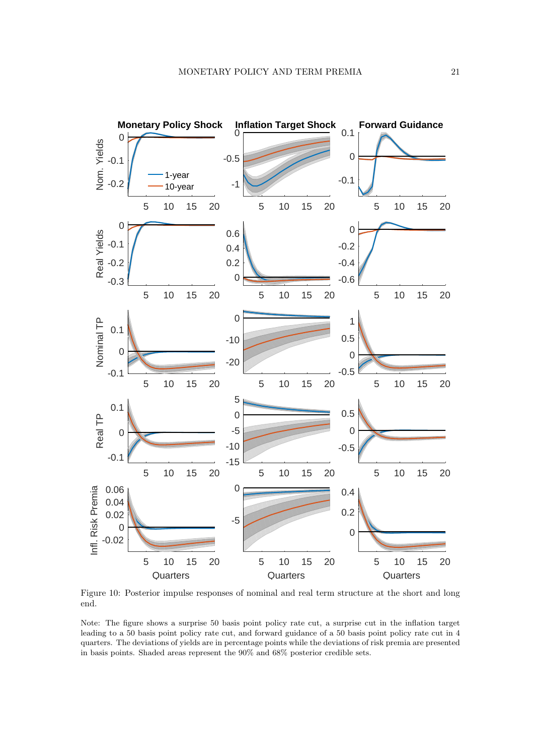Figure 10: Posterior impulse responses of nominal and real term structure at the short and long end.

Note: The figure shows a surprise 50 basis point policy rate cut, a surprise cut in the inflation target leading to a 50 basis point policy rate cut, and forward guidance of a 50 basis point policy rate cut in 4 quarters. The deviations of yields are in percentage points while the deviations of risk premia are presented in basis points. Shaded areas represent the 90% and 68% posterior credible sets.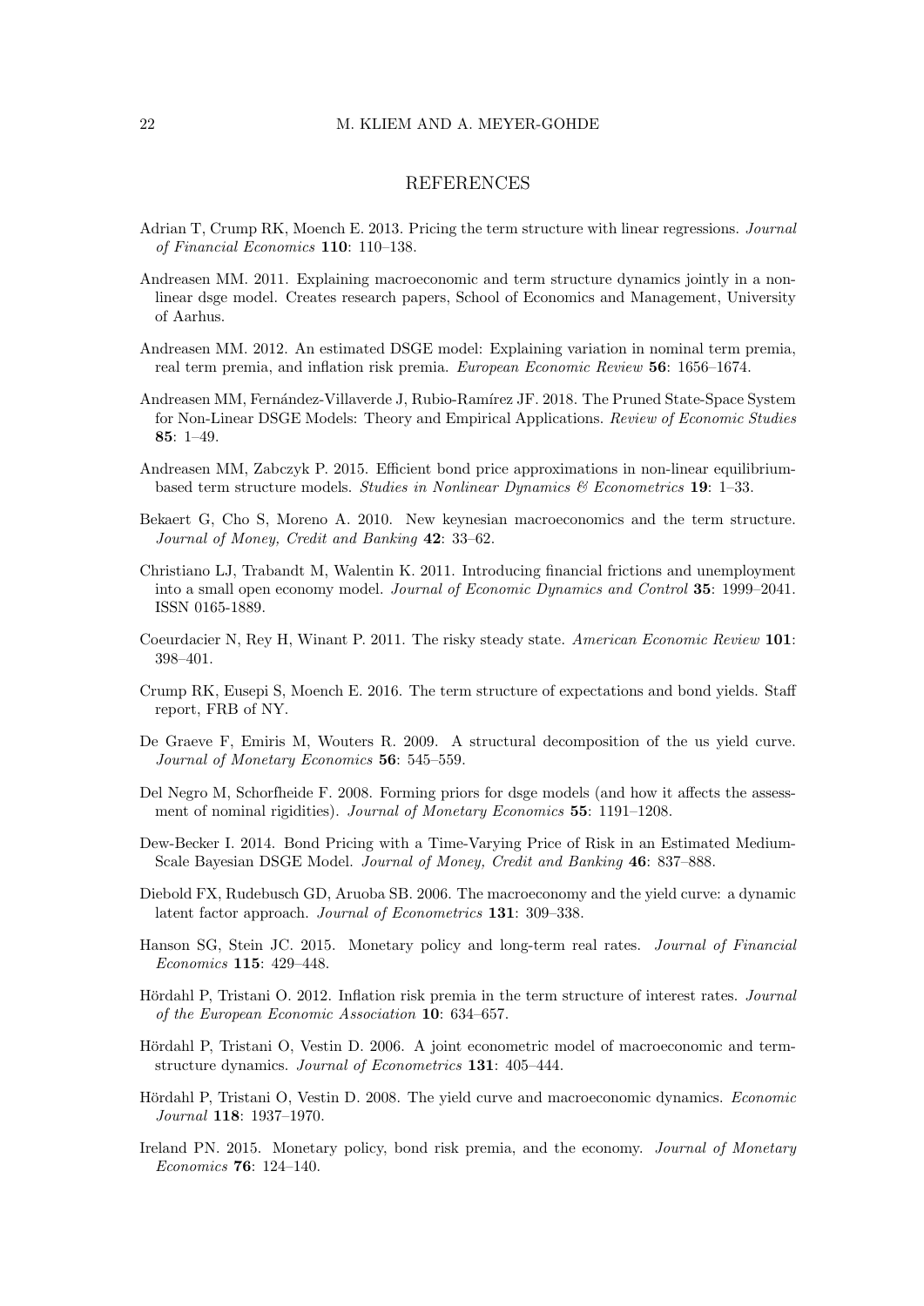## REFERENCES

Adrian T, Crump RK, Moench E. 2013. Pricing the term structure with linear regressions. *Journal of Financial Economics* **110**: 110–138.

Andreasen MM. 2011. Explaining macroeconomic and term structure dynamics jointly in a non-linear dsge model. Creates research papers, School of Economics and Management, University of Aarhus.

Andreasen MM. 2012. An estimated DSGE model: Explaining variation in nominal term premia, real term premia, and inflation risk premia. *European Economic Review* **56**: 1656–1674.

Andreasen MM, Fernández-Villaverde J, Rubio-Ramírez JF. 2018. The Pruned State-Space System for Non-Linear DSGE Models: Theory and Empirical Applications. *Review of Economic Studies* **85**: 1–49.

Andreasen MM, Zabczyk P. 2015. Efficient bond price approximations in non-linear equilibrium-based term structure models. *Studies in Nonlinear Dynamics & Econometrics* **19**: 1–33.

Bekaert G, Cho S, Moreno A. 2010. New keynesian macroeconomics and the term structure. *Journal of Money, Credit and Banking* **42**: 33–62.

Christiano LJ, Trabandt M, Walentin K. 2011. Introducing financial frictions and unemployment into a small open economy model. *Journal of Economic Dynamics and Control* **35**: 1999–2041. ISSN 0165-1889.

Coeurdacier N, Rey H, Winant P. 2011. The risky steady state. *American Economic Review* **101**: 398–401.

Crump RK, Eusepi S, Moench E. 2016. The term structure of expectations and bond yields. Staff report, FRB of NY.

De Graeve F, Emiris M, Wouters R. 2009. A structural decomposition of the us yield curve. *Journal of Monetary Economics* **56**: 545–559.

Del Negro M, Schorfheide F. 2008. Forming priors for dsge models (and how it affects the assessment of nominal rigidities). *Journal of Monetary Economics* **55**: 1191–1208.

Dew-Becker I. 2014. Bond Pricing with a Time-Varying Price of Risk in an Estimated Medium-Scale Bayesian DSGE Model. *Journal of Money, Credit and Banking* **46**: 837–888.

Diebold FX, Rudebusch GD, Aruoba SB. 2006. The macroeconomy and the yield curve: a dynamic latent factor approach. *Journal of Econometrics* **131**: 309–338.

Hanson SG, Stein JC. 2015. Monetary policy and long-term real rates. *Journal of Financial Economics* **115**: 429–448.

Hördahl P, Tristani O. 2012. Inflation risk premia in the term structure of interest rates. *Journal of the European Economic Association* **10**: 634–657.

Hördahl P, Tristani O, Vestin D. 2006. A joint econometric model of macroeconomic and term-structure dynamics. *Journal of Econometrics* **131**: 405–444.

Hördahl P, Tristani O, Vestin D. 2008. The yield curve and macroeconomic dynamics. *Economic Journal* **118**: 1937–1970.

Ireland PN. 2015. Monetary policy, bond risk premia, and the economy. *Journal of Monetary Economics* **76**: 124–140.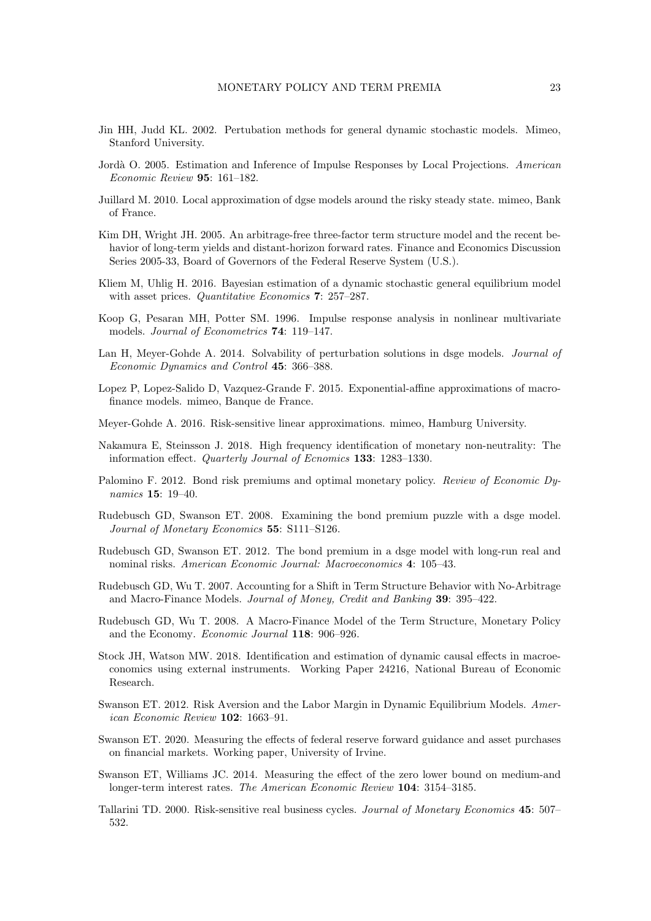Jin HH, Judd KL. 2002. Pertubation methods for general dynamic stochastic models. Mimeo, Stanford University.

Jordà O. 2005. Estimation and Inference of Impulse Responses by Local Projections. *American Economic Review* **95**: 161–182.

Juillard M. 2010. Local approximation of dgse models around the risky steady state. mimeo, Bank of France.

Kim DH, Wright JH. 2005. An arbitrage-free three-factor term structure model and the recent behavior of long-term yields and distant-horizon forward rates. Finance and Economics Discussion Series 2005-33, Board of Governors of the Federal Reserve System (U.S.).

Kliem M, Uhlig H. 2016. Bayesian estimation of a dynamic stochastic general equilibrium model with asset prices. *Quantitative Economics* **7**: 257–287.

Koop G, Pesaran MH, Potter SM. 1996. Impulse response analysis in nonlinear multivariate models. *Journal of Econometrics* **74**: 119–147.

Lan H, Meyer-Gohde A. 2014. Solvability of perturbation solutions in dsge models. *Journal of Economic Dynamics and Control* **45**: 366–388.

Lopez P, Lopez-Salido D, Vazquez-Grande F. 2015. Exponential-affine approximations of macro-finance models. mimeo, Banque de France.

Meyer-Gohde A. 2016. Risk-sensitive linear approximations. mimeo, Hamburg University.

Nakamura E, Steinsson J. 2018. High frequency identification of monetary non-neutrality: The information effect. *Quarterly Journal of Ecnomics* **133**: 1283–1330.

Palomino F. 2012. Bond risk premiums and optimal monetary policy. *Review of Economic Dynamics* **15**: 19–40.

Rudebusch GD, Swanson ET. 2008. Examining the bond premium puzzle with a dsge model. *Journal of Monetary Economics* **55**: S111–S126.

Rudebusch GD, Swanson ET. 2012. The bond premium in a dsge model with long-run real and nominal risks. *American Economic Journal: Macroeconomics* **4**: 105–43.

Rudebusch GD, Wu T. 2007. Accounting for a Shift in Term Structure Behavior with No-Arbitrage and Macro-Finance Models. *Journal of Money, Credit and Banking* **39**: 395–422.

Rudebusch GD, Wu T. 2008. A Macro-Finance Model of the Term Structure, Monetary Policy and the Economy. *Economic Journal* **118**: 906–926.

Stock JH, Watson MW. 2018. Identification and estimation of dynamic causal effects in macroeconomics using external instruments. Working Paper 24216, National Bureau of Economic Research.

Swanson ET. 2012. Risk Aversion and the Labor Margin in Dynamic Equilibrium Models. *American Economic Review* **102**: 1663–91.

Swanson ET. 2020. Measuring the effects of federal reserve forward guidance and asset purchases on financial markets. Working paper, University of Irvine.

Swanson ET, Williams JC. 2014. Measuring the effect of the zero lower bound on medium-and longer-term interest rates. *The American Economic Review* **104**: 3154–3185.

Tallarini TD. 2000. Risk-sensitive real business cycles. *Journal of Monetary Economics* **45**: 507–532.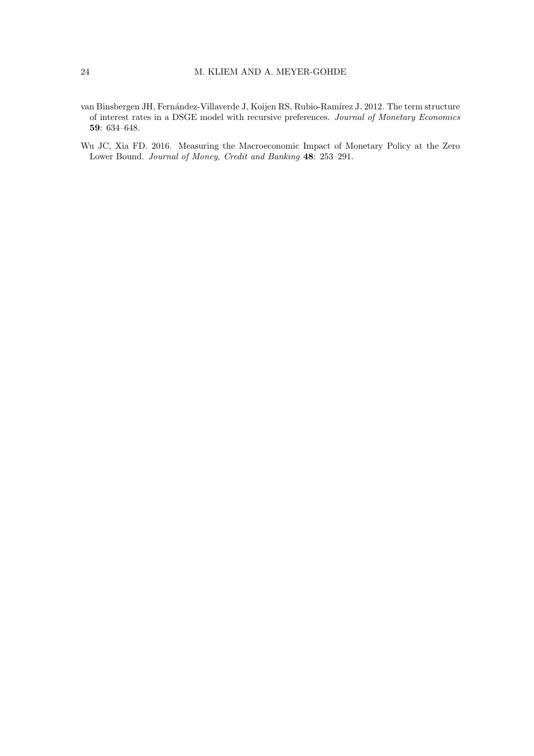van Binsbergen JH, Fernández-Villaverde J, Koijen RS, Rubio-Ramírez J. 2012. The term structure of interest rates in a DSGE model with recursive preferences. *Journal of Monetary Economics* **59**: 634–648.

Wu JC, Xia FD. 2016. Measuring the Macroeconomic Impact of Monetary Policy at the Zero Lower Bound. *Journal of Money, Credit and Banking* **48**: 253–291.